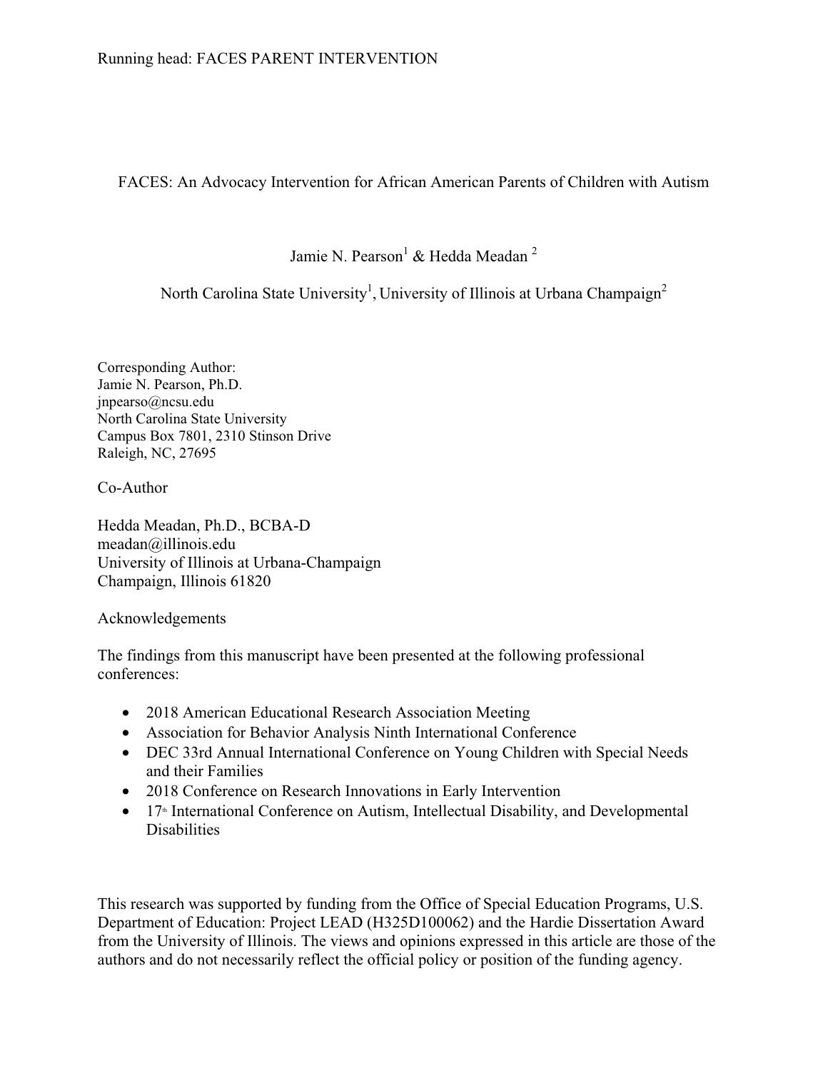# FACES: An Advocacy Intervention for African American Parents of Children with Autism

Jamie N. Pearson[1] & Hedda Meadan [2]

North Carolina State University[1], University of Illinois at Urbana Champaign[2]

Corresponding Author:
Jamie N. Pearson, Ph.D.
jnpearso@ncsu.edu
North Carolina State University
Campus Box 7801, 2310 Stinson Drive
Raleigh, NC, 27695

Co-Author

Hedda Meadan, Ph.D., BCBA-D
meadan@illinois.edu
University of Illinois at Urbana-Champaign
Champaign, Illinois 61820

Acknowledgements

The findings from this manuscript have been presented at the following professional conferences:

- 2018 American Educational Research Association Meeting
- Association for Behavior Analysis Ninth International Conference
- DEC 33rd Annual International Conference on Young Children with Special Needs and their Families
- 2018 Conference on Research Innovations in Early Intervention
- 17th International Conference on Autism, Intellectual Disability, and Developmental Disabilities

This research was supported by funding from the Office of Special Education Programs, U.S. Department of Education: Project LEAD (H325D100062) and the Hardie Dissertation Award from the University of Illinois. The views and opinions expressed in this article are those of the authors and do not necessarily reflect the official policy or position of the funding agency.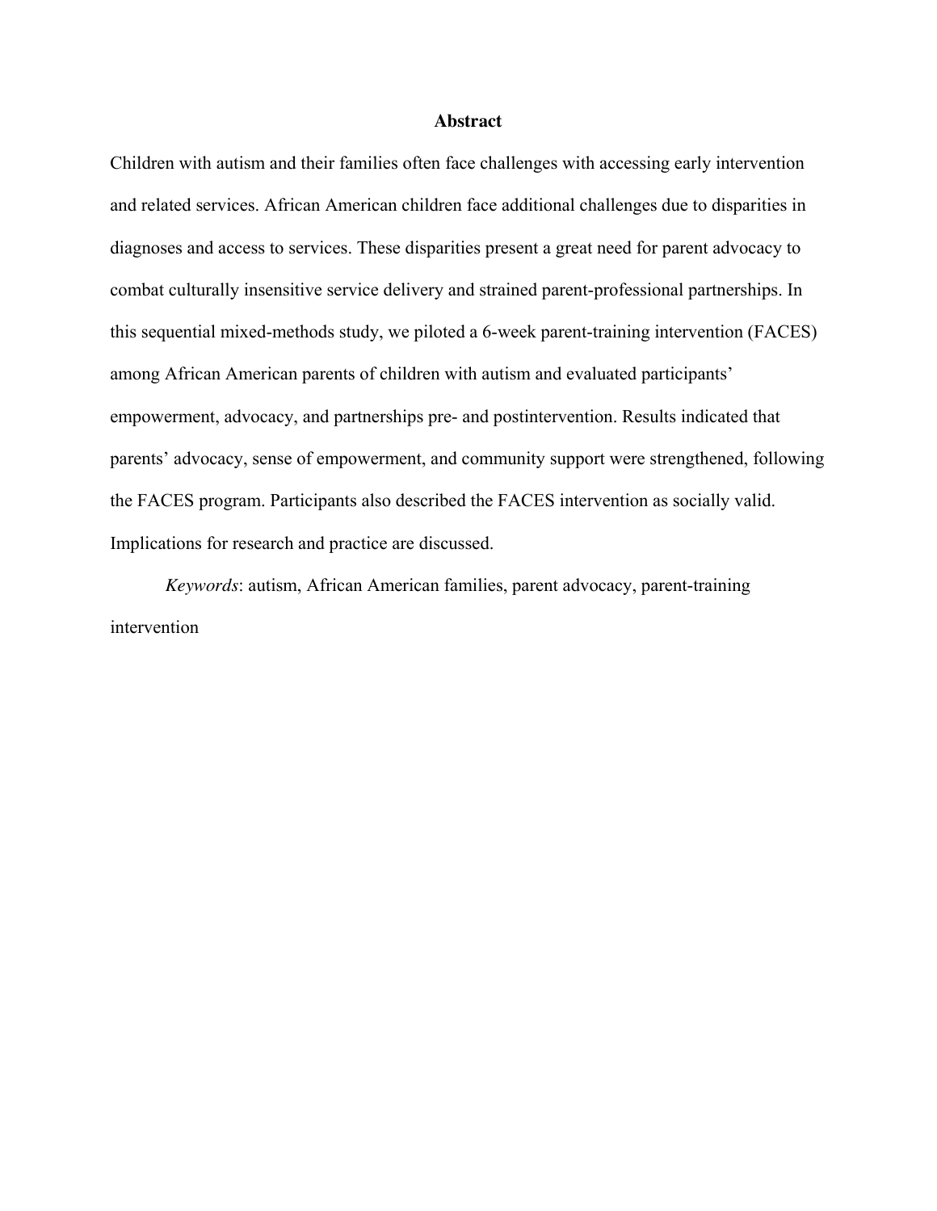# Abstract

Children with autism and their families often face challenges with accessing early intervention and related services. African American children face additional challenges due to disparities in diagnoses and access to services. These disparities present a great need for parent advocacy to combat culturally insensitive service delivery and strained parent-professional partnerships. In this sequential mixed-methods study, we piloted a 6-week parent-training intervention (FACES) among African American parents of children with autism and evaluated participants' empowerment, advocacy, and partnerships pre- and postintervention. Results indicated that parents' advocacy, sense of empowerment, and community support were strengthened, following the FACES program. Participants also described the FACES intervention as socially valid. Implications for research and practice are discussed.

*Keywords*: autism, African American families, parent advocacy, parent-training intervention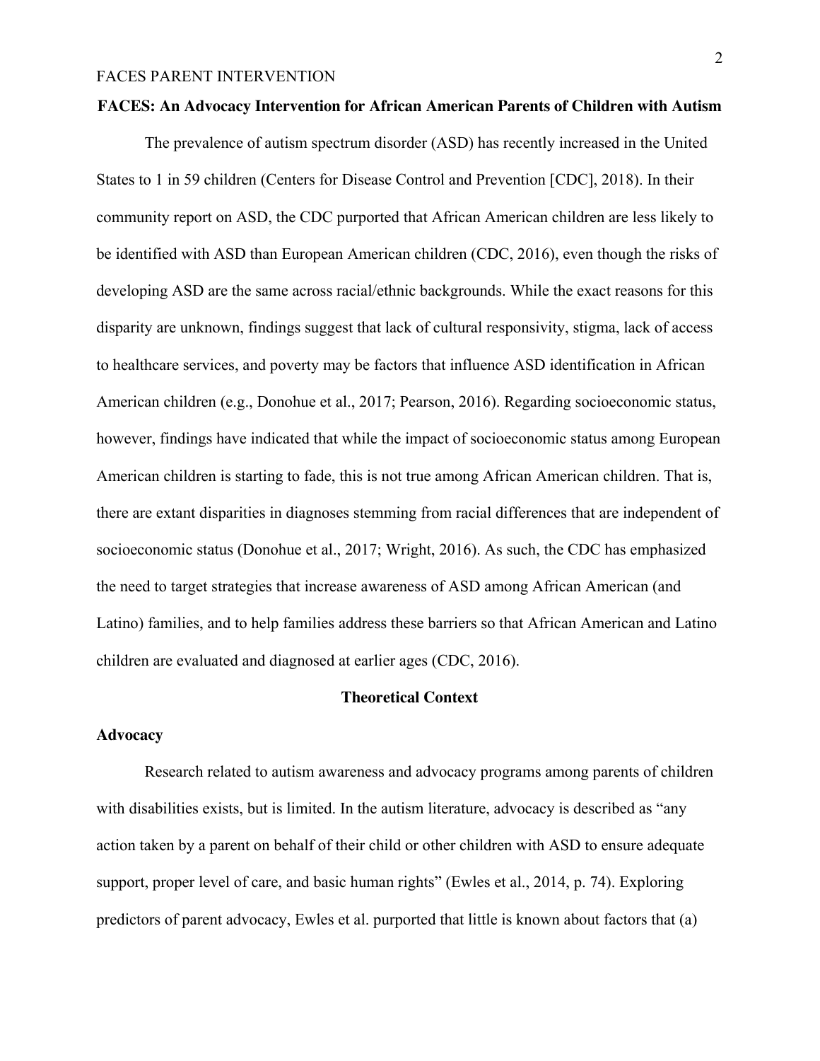# FACES: An Advocacy Intervention for African American Parents of Children with Autism

The prevalence of autism spectrum disorder (ASD) has recently increased in the United States to 1 in 59 children (Centers for Disease Control and Prevention [CDC], 2018). In their community report on ASD, the CDC purported that African American children are less likely to be identified with ASD than European American children (CDC, 2016), even though the risks of developing ASD are the same across racial/ethnic backgrounds. While the exact reasons for this disparity are unknown, findings suggest that lack of cultural responsivity, stigma, lack of access to healthcare services, and poverty may be factors that influence ASD identification in African American children (e.g., Donohue et al., 2017; Pearson, 2016). Regarding socioeconomic status, however, findings have indicated that while the impact of socioeconomic status among European American children is starting to fade, this is not true among African American children. That is, there are extant disparities in diagnoses stemming from racial differences that are independent of socioeconomic status (Donohue et al., 2017; Wright, 2016). As such, the CDC has emphasized the need to target strategies that increase awareness of ASD among African American (and Latino) families, and to help families address these barriers so that African American and Latino children are evaluated and diagnosed at earlier ages (CDC, 2016).

## Theoretical Context

### Advocacy

Research related to autism awareness and advocacy programs among parents of children with disabilities exists, but is limited. In the autism literature, advocacy is described as "any action taken by a parent on behalf of their child or other children with ASD to ensure adequate support, proper level of care, and basic human rights" (Ewles et al., 2014, p. 74). Exploring predictors of parent advocacy, Ewles et al. purported that little is known about factors that (a)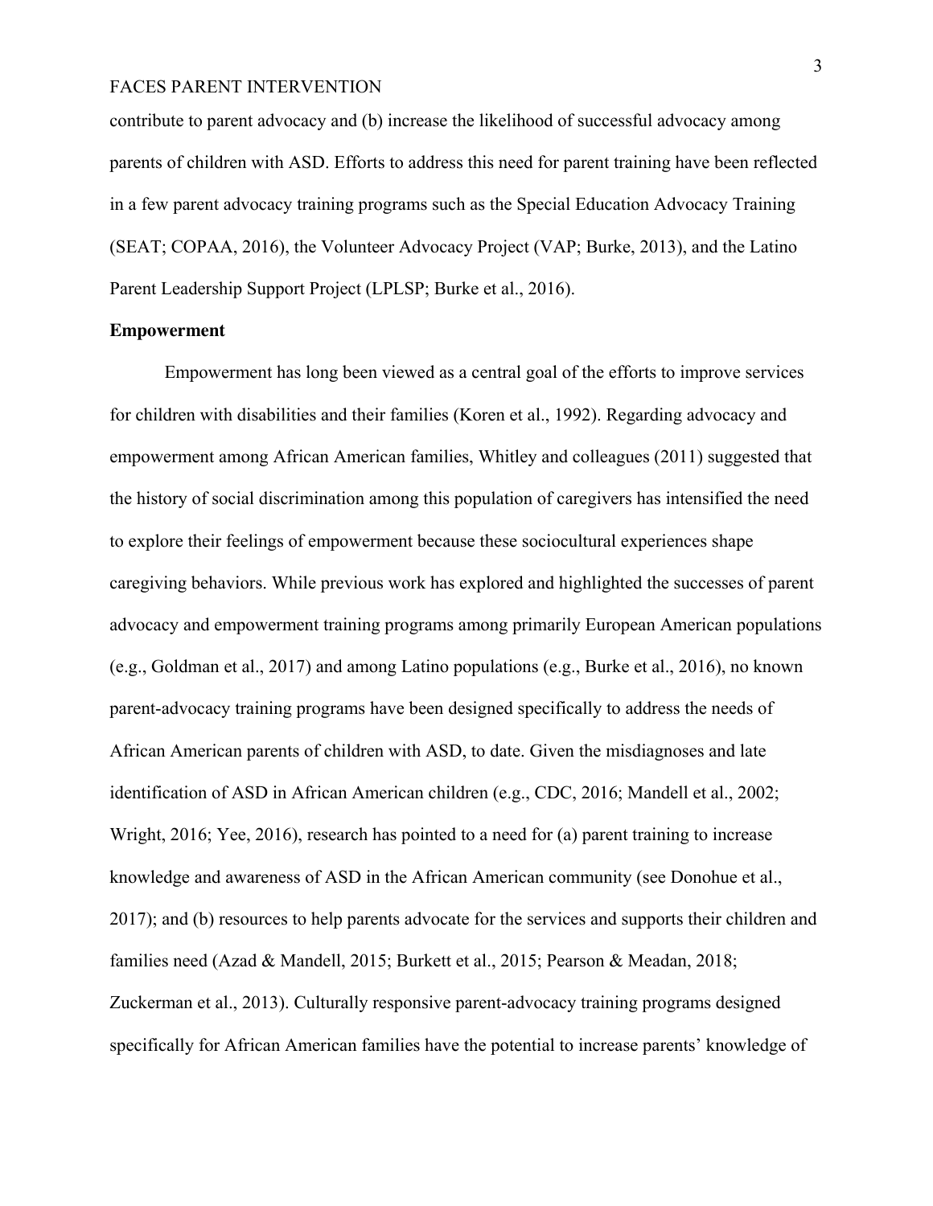contribute to parent advocacy and (b) increase the likelihood of successful advocacy among parents of children with ASD. Efforts to address this need for parent training have been reflected in a few parent advocacy training programs such as the Special Education Advocacy Training (SEAT; COPAA, 2016), the Volunteer Advocacy Project (VAP; Burke, 2013), and the Latino Parent Leadership Support Project (LPLSP; Burke et al., 2016).

**Empowerment**

Empowerment has long been viewed as a central goal of the efforts to improve services for children with disabilities and their families (Koren et al., 1992). Regarding advocacy and empowerment among African American families, Whitley and colleagues (2011) suggested that the history of social discrimination among this population of caregivers has intensified the need to explore their feelings of empowerment because these sociocultural experiences shape caregiving behaviors. While previous work has explored and highlighted the successes of parent advocacy and empowerment training programs among primarily European American populations (e.g., Goldman et al., 2017) and among Latino populations (e.g., Burke et al., 2016), no known parent-advocacy training programs have been designed specifically to address the needs of African American parents of children with ASD, to date. Given the misdiagnoses and late identification of ASD in African American children (e.g., CDC, 2016; Mandell et al., 2002; Wright, 2016; Yee, 2016), research has pointed to a need for (a) parent training to increase knowledge and awareness of ASD in the African American community (see Donohue et al., 2017); and (b) resources to help parents advocate for the services and supports their children and families need (Azad & Mandell, 2015; Burkett et al., 2015; Pearson & Meadan, 2018; Zuckerman et al., 2013). Culturally responsive parent-advocacy training programs designed specifically for African American families have the potential to increase parents' knowledge of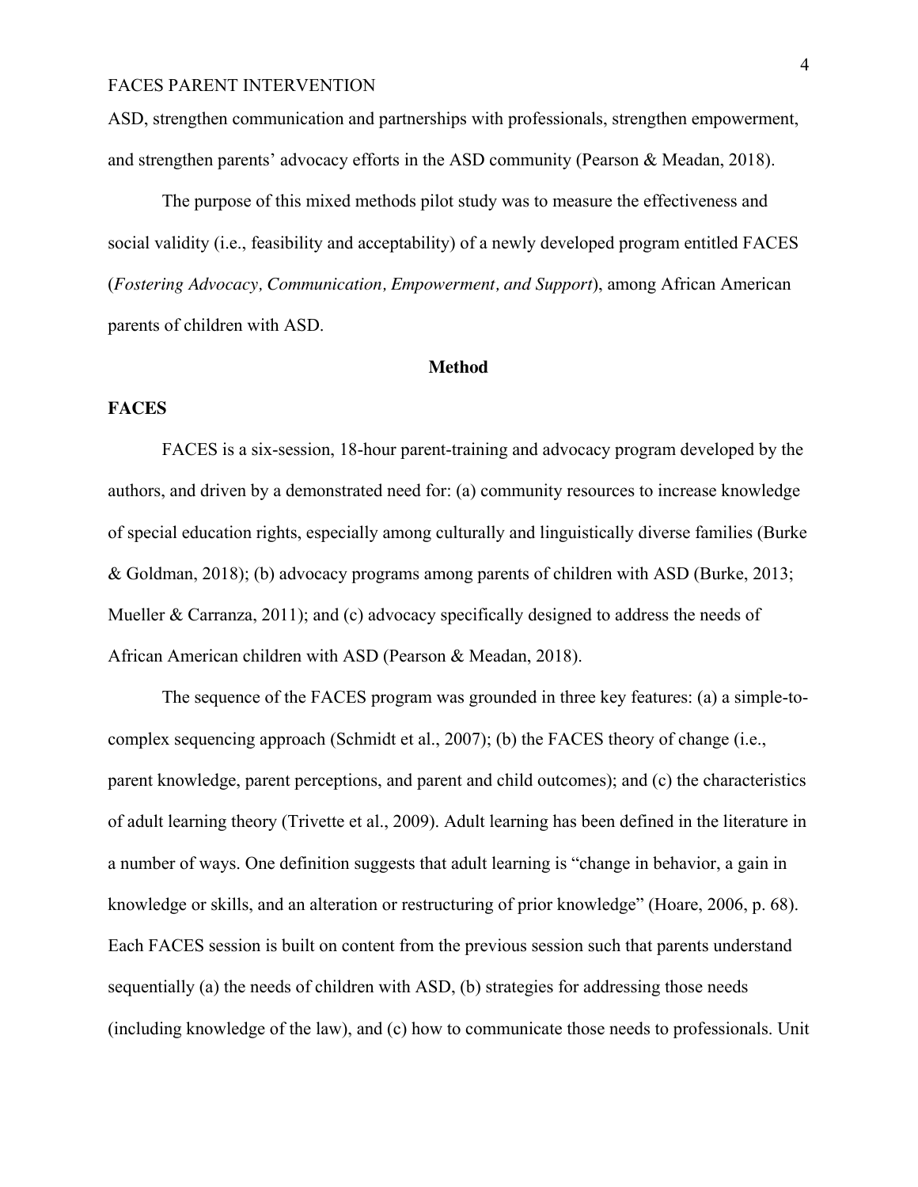ASD, strengthen communication and partnerships with professionals, strengthen empowerment, and strengthen parents' advocacy efforts in the ASD community (Pearson & Meadan, 2018).

The purpose of this mixed methods pilot study was to measure the effectiveness and social validity (i.e., feasibility and acceptability) of a newly developed program entitled FACES (*Fostering Advocacy, Communication, Empowerment, and Support*), among African American parents of children with ASD.

## Method

### FACES

FACES is a six-session, 18-hour parent-training and advocacy program developed by the authors, and driven by a demonstrated need for: (a) community resources to increase knowledge of special education rights, especially among culturally and linguistically diverse families (Burke & Goldman, 2018); (b) advocacy programs among parents of children with ASD (Burke, 2013; Mueller & Carranza, 2011); and (c) advocacy specifically designed to address the needs of African American children with ASD (Pearson & Meadan, 2018).

The sequence of the FACES program was grounded in three key features: (a) a simple-to-complex sequencing approach (Schmidt et al., 2007); (b) the FACES theory of change (i.e., parent knowledge, parent perceptions, and parent and child outcomes); and (c) the characteristics of adult learning theory (Trivette et al., 2009). Adult learning has been defined in the literature in a number of ways. One definition suggests that adult learning is "change in behavior, a gain in knowledge or skills, and an alteration or restructuring of prior knowledge" (Hoare, 2006, p. 68). Each FACES session is built on content from the previous session such that parents understand sequentially (a) the needs of children with ASD, (b) strategies for addressing those needs (including knowledge of the law), and (c) how to communicate those needs to professionals. Unit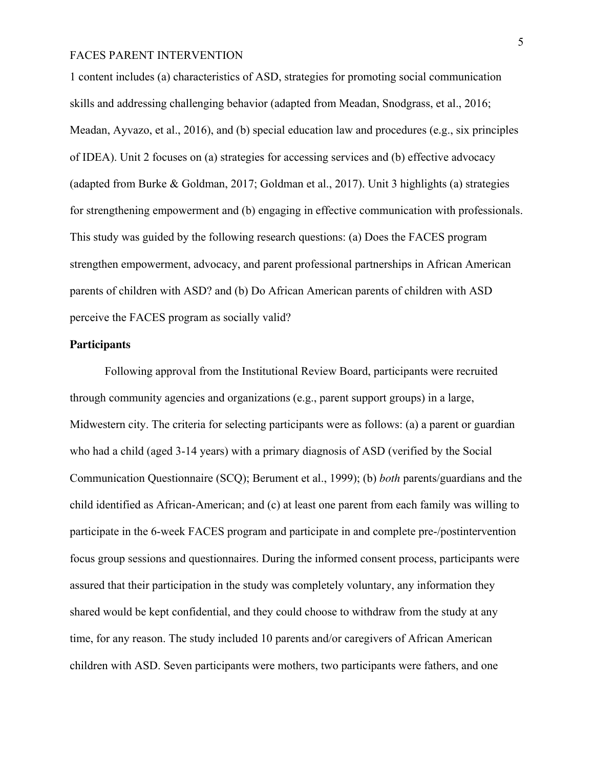1 content includes (a) characteristics of ASD, strategies for promoting social communication skills and addressing challenging behavior (adapted from Meadan, Snodgrass, et al., 2016; Meadan, Ayvazo, et al., 2016), and (b) special education law and procedures (e.g., six principles of IDEA). Unit 2 focuses on (a) strategies for accessing services and (b) effective advocacy (adapted from Burke & Goldman, 2017; Goldman et al., 2017). Unit 3 highlights (a) strategies for strengthening empowerment and (b) engaging in effective communication with professionals. This study was guided by the following research questions: (a) Does the FACES program strengthen empowerment, advocacy, and parent professional partnerships in African American parents of children with ASD? and (b) Do African American parents of children with ASD perceive the FACES program as socially valid?

## Participants

Following approval from the Institutional Review Board, participants were recruited through community agencies and organizations (e.g., parent support groups) in a large, Midwestern city. The criteria for selecting participants were as follows: (a) a parent or guardian who had a child (aged 3-14 years) with a primary diagnosis of ASD (verified by the Social Communication Questionnaire (SCQ); Berument et al., 1999); (b) *both* parents/guardians and the child identified as African-American; and (c) at least one parent from each family was willing to participate in the 6-week FACES program and participate in and complete pre-/postintervention focus group sessions and questionnaires. During the informed consent process, participants were assured that their participation in the study was completely voluntary, any information they shared would be kept confidential, and they could choose to withdraw from the study at any time, for any reason. The study included 10 parents and/or caregivers of African American children with ASD. Seven participants were mothers, two participants were fathers, and one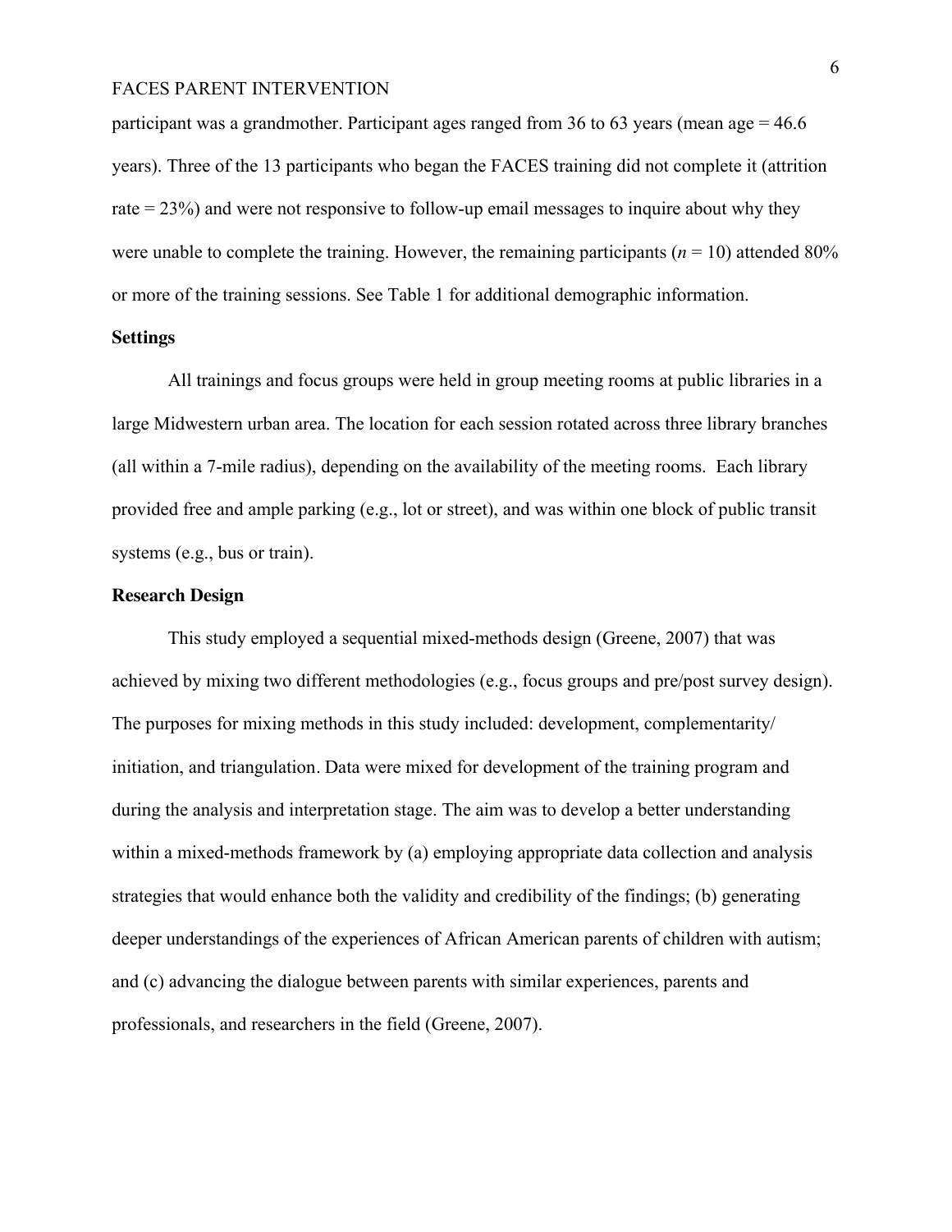participant was a grandmother. Participant ages ranged from 36 to 63 years (mean age = 46.6 years). Three of the 13 participants who began the FACES training did not complete it (attrition rate = 23%) and were not responsive to follow-up email messages to inquire about why they were unable to complete the training. However, the remaining participants ($n$ = 10) attended 80% or more of the training sessions. See Table 1 for additional demographic information.

## Settings

All trainings and focus groups were held in group meeting rooms at public libraries in a large Midwestern urban area. The location for each session rotated across three library branches (all within a 7-mile radius), depending on the availability of the meeting rooms. Each library provided free and ample parking (e.g., lot or street), and was within one block of public transit systems (e.g., bus or train).

## Research Design

This study employed a sequential mixed-methods design (Greene, 2007) that was achieved by mixing two different methodologies (e.g., focus groups and pre/post survey design). The purposes for mixing methods in this study included: development, complementarity/ initiation, and triangulation. Data were mixed for development of the training program and during the analysis and interpretation stage. The aim was to develop a better understanding within a mixed-methods framework by (a) employing appropriate data collection and analysis strategies that would enhance both the validity and credibility of the findings; (b) generating deeper understandings of the experiences of African American parents of children with autism; and (c) advancing the dialogue between parents with similar experiences, parents and professionals, and researchers in the field (Greene, 2007).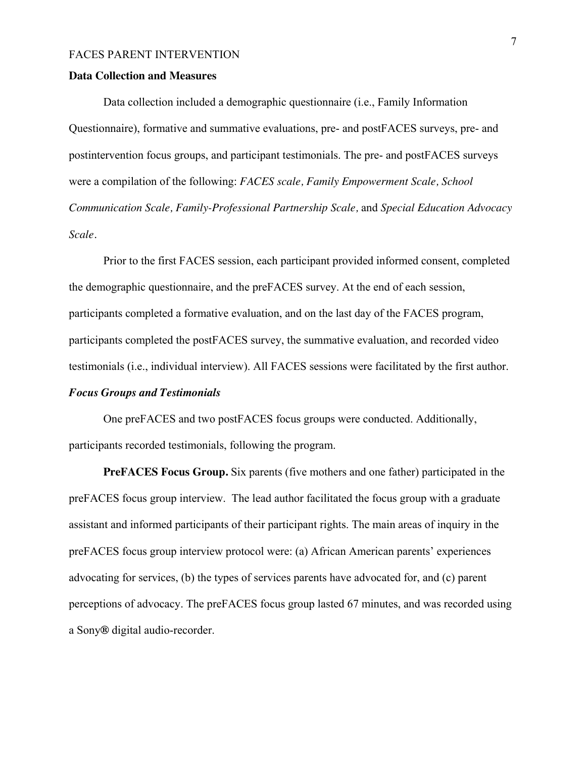## Data Collection and Measures

Data collection included a demographic questionnaire (i.e., Family Information Questionnaire), formative and summative evaluations, pre- and postFACES surveys, pre- and postintervention focus groups, and participant testimonials. The pre- and postFACES surveys were a compilation of the following: *FACES scale, Family Empowerment Scale, School Communication Scale, Family-Professional Partnership Scale,* and *Special Education Advocacy Scale*.

Prior to the first FACES session, each participant provided informed consent, completed the demographic questionnaire, and the preFACES survey. At the end of each session, participants completed a formative evaluation, and on the last day of the FACES program, participants completed the postFACES survey, the summative evaluation, and recorded video testimonials (i.e., individual interview). All FACES sessions were facilitated by the first author.

### *Focus Groups and Testimonials*

One preFACES and two postFACES focus groups were conducted. Additionally, participants recorded testimonials, following the program.

**PreFACES Focus Group.** Six parents (five mothers and one father) participated in the preFACES focus group interview. The lead author facilitated the focus group with a graduate assistant and informed participants of their participant rights. The main areas of inquiry in the preFACES focus group interview protocol were: (a) African American parents' experiences advocating for services, (b) the types of services parents have advocated for, and (c) parent perceptions of advocacy. The preFACES focus group lasted 67 minutes, and was recorded using a Sony® digital audio-recorder.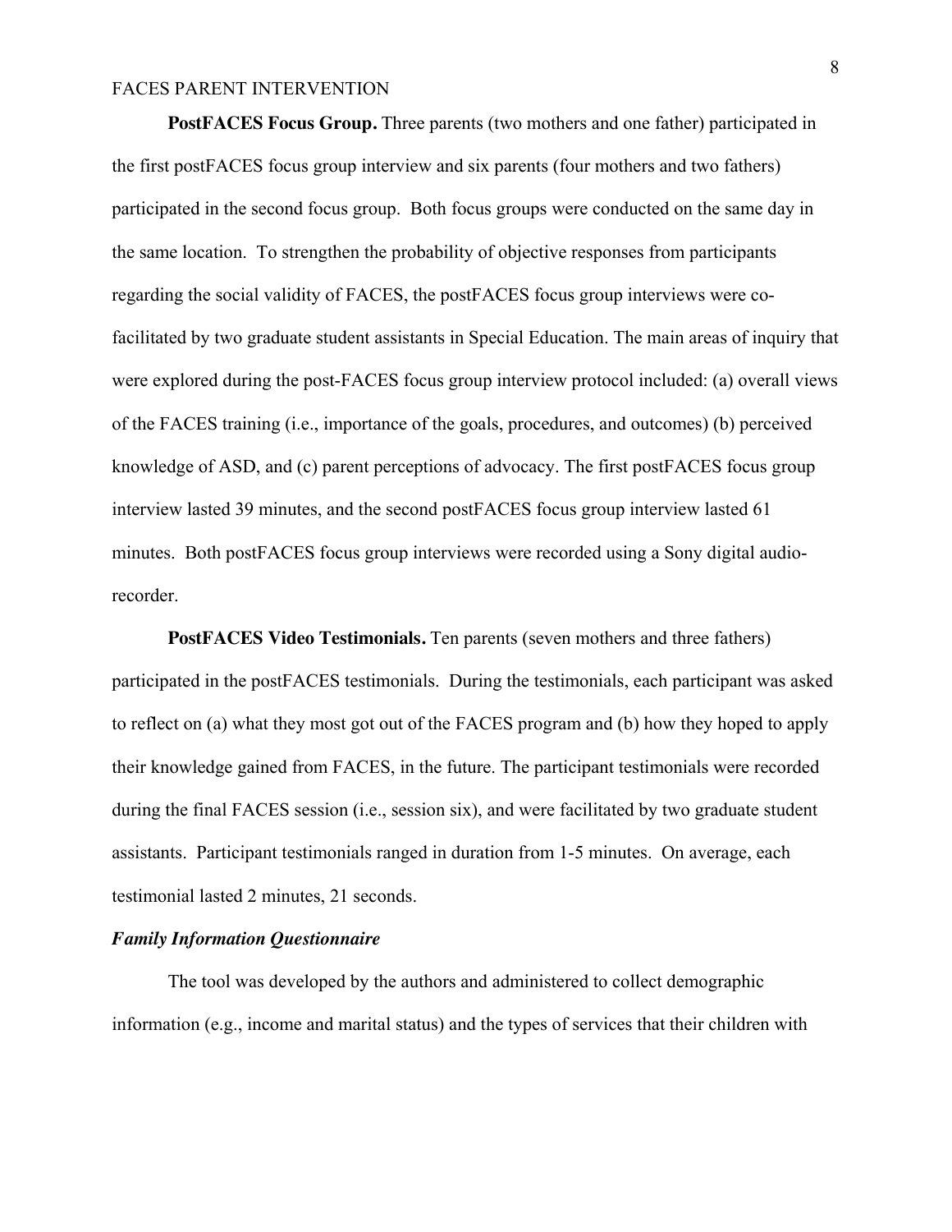**PostFACES Focus Group.** Three parents (two mothers and one father) participated in the first postFACES focus group interview and six parents (four mothers and two fathers) participated in the second focus group. Both focus groups were conducted on the same day in the same location. To strengthen the probability of objective responses from participants regarding the social validity of FACES, the postFACES focus group interviews were co-facilitated by two graduate student assistants in Special Education. The main areas of inquiry that were explored during the post-FACES focus group interview protocol included: (a) overall views of the FACES training (i.e., importance of the goals, procedures, and outcomes) (b) perceived knowledge of ASD, and (c) parent perceptions of advocacy. The first postFACES focus group interview lasted 39 minutes, and the second postFACES focus group interview lasted 61 minutes. Both postFACES focus group interviews were recorded using a Sony digital audio-recorder.

**PostFACES Video Testimonials.** Ten parents (seven mothers and three fathers) participated in the postFACES testimonials. During the testimonials, each participant was asked to reflect on (a) what they most got out of the FACES program and (b) how they hoped to apply their knowledge gained from FACES, in the future. The participant testimonials were recorded during the final FACES session (i.e., session six), and were facilitated by two graduate student assistants. Participant testimonials ranged in duration from 1-5 minutes. On average, each testimonial lasted 2 minutes, 21 seconds.

***Family Information Questionnaire***

The tool was developed by the authors and administered to collect demographic information (e.g., income and marital status) and the types of services that their children with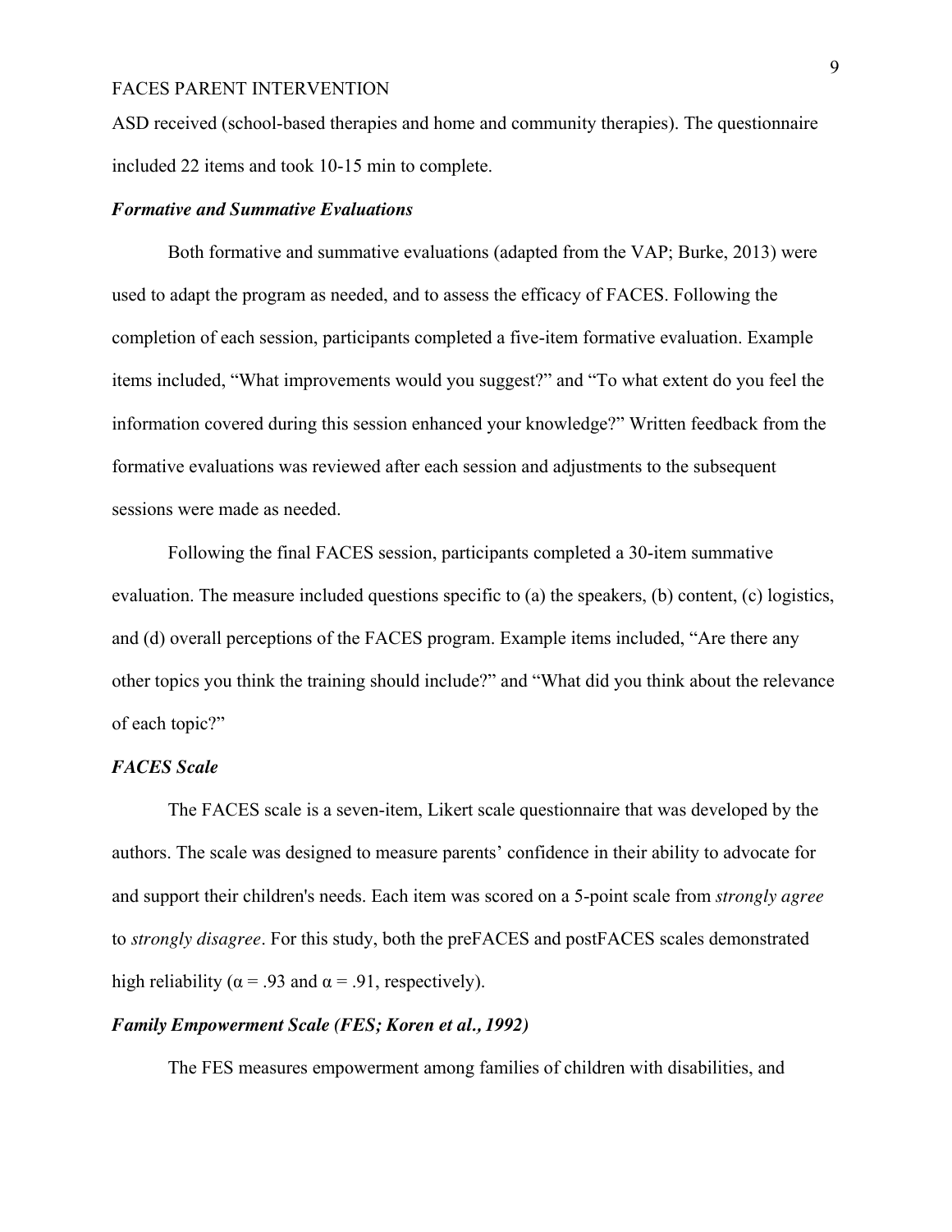ASD received (school-based therapies and home and community therapies). The questionnaire included 22 items and took 10-15 min to complete.

### *Formative and Summative Evaluations*

Both formative and summative evaluations (adapted from the VAP; Burke, 2013) were used to adapt the program as needed, and to assess the efficacy of FACES. Following the completion of each session, participants completed a five-item formative evaluation. Example items included, "What improvements would you suggest?" and "To what extent do you feel the information covered during this session enhanced your knowledge?" Written feedback from the formative evaluations was reviewed after each session and adjustments to the subsequent sessions were made as needed.

Following the final FACES session, participants completed a 30-item summative evaluation. The measure included questions specific to (a) the speakers, (b) content, (c) logistics, and (d) overall perceptions of the FACES program. Example items included, "Are there any other topics you think the training should include?" and "What did you think about the relevance of each topic?"

### *FACES Scale*

The FACES scale is a seven-item, Likert scale questionnaire that was developed by the authors. The scale was designed to measure parents' confidence in their ability to advocate for and support their children's needs. Each item was scored on a 5-point scale from *strongly agree* to *strongly disagree*. For this study, both the preFACES and postFACES scales demonstrated high reliability ($\alpha = .93$ and $\alpha = .91$, respectively).

### *Family Empowerment Scale (FES; Koren et al., 1992)*

The FES measures empowerment among families of children with disabilities, and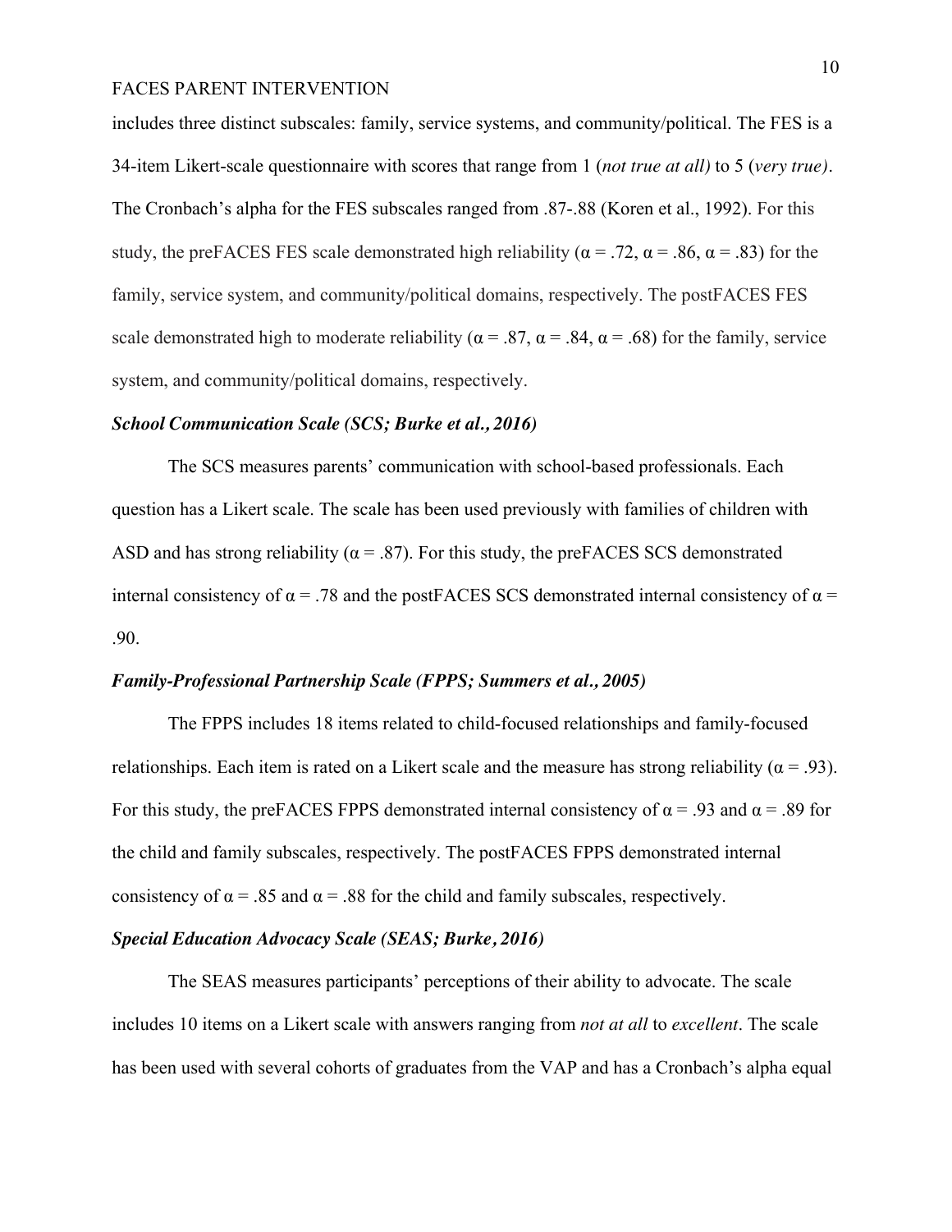includes three distinct subscales: family, service systems, and community/political. The FES is a 34-item Likert-scale questionnaire with scores that range from 1 (*not true at all)* to 5 (*very true)*. The Cronbach's alpha for the FES subscales ranged from .87-.88 (Koren et al., 1992). For this study, the preFACES FES scale demonstrated high reliability ($\alpha$ = .72, $\alpha$ = .86, $\alpha$ = .83) for the family, service system, and community/political domains, respectively. The postFACES FES scale demonstrated high to moderate reliability ($\alpha$ = .87, $\alpha$ = .84, $\alpha$ = .68) for the family, service system, and community/political domains, respectively.

### *School Communication Scale (SCS; Burke et al., 2016)*

The SCS measures parents' communication with school-based professionals. Each question has a Likert scale. The scale has been used previously with families of children with ASD and has strong reliability ($\alpha$ = .87). For this study, the preFACES SCS demonstrated internal consistency of $\alpha$ = .78 and the postFACES SCS demonstrated internal consistency of $\alpha$ = .90.

### *Family-Professional Partnership Scale (FPPS; Summers et al., 2005)*

The FPPS includes 18 items related to child-focused relationships and family-focused relationships. Each item is rated on a Likert scale and the measure has strong reliability ($\alpha$ = .93). For this study, the preFACES FPPS demonstrated internal consistency of $\alpha$ = .93 and $\alpha$ = .89 for the child and family subscales, respectively. The postFACES FPPS demonstrated internal consistency of $\alpha$ = .85 and $\alpha$ = .88 for the child and family subscales, respectively.

### *Special Education Advocacy Scale (SEAS; Burke, 2016)*

The SEAS measures participants' perceptions of their ability to advocate. The scale includes 10 items on a Likert scale with answers ranging from *not at all* to *excellent*. The scale has been used with several cohorts of graduates from the VAP and has a Cronbach's alpha equal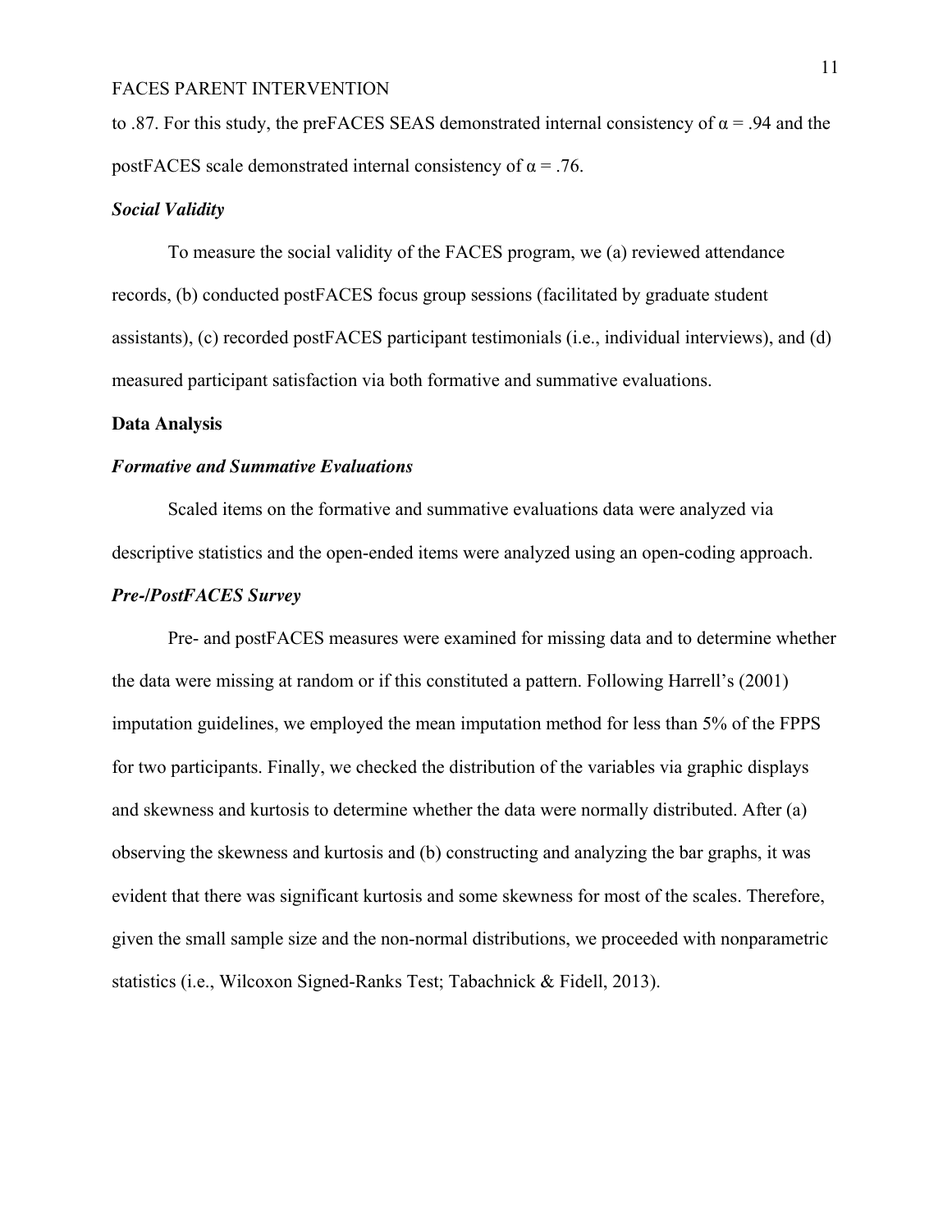to .87. For this study, the preFACES SEAS demonstrated internal consistency of $\alpha = .94$ and the postFACES scale demonstrated internal consistency of $\alpha = .76$.

### *Social Validity*

To measure the social validity of the FACES program, we (a) reviewed attendance records, (b) conducted postFACES focus group sessions (facilitated by graduate student assistants), (c) recorded postFACES participant testimonials (i.e., individual interviews), and (d) measured participant satisfaction via both formative and summative evaluations.

## **Data Analysis**

### *Formative and Summative Evaluations*

Scaled items on the formative and summative evaluations data were analyzed via descriptive statistics and the open-ended items were analyzed using an open-coding approach.

### *Pre-/PostFACES Survey*

Pre- and postFACES measures were examined for missing data and to determine whether the data were missing at random or if this constituted a pattern. Following Harrell's (2001) imputation guidelines, we employed the mean imputation method for less than 5% of the FPPS for two participants. Finally, we checked the distribution of the variables via graphic displays and skewness and kurtosis to determine whether the data were normally distributed. After (a) observing the skewness and kurtosis and (b) constructing and analyzing the bar graphs, it was evident that there was significant kurtosis and some skewness for most of the scales. Therefore, given the small sample size and the non-normal distributions, we proceeded with nonparametric statistics (i.e., Wilcoxon Signed-Ranks Test; Tabachnick & Fidell, 2013).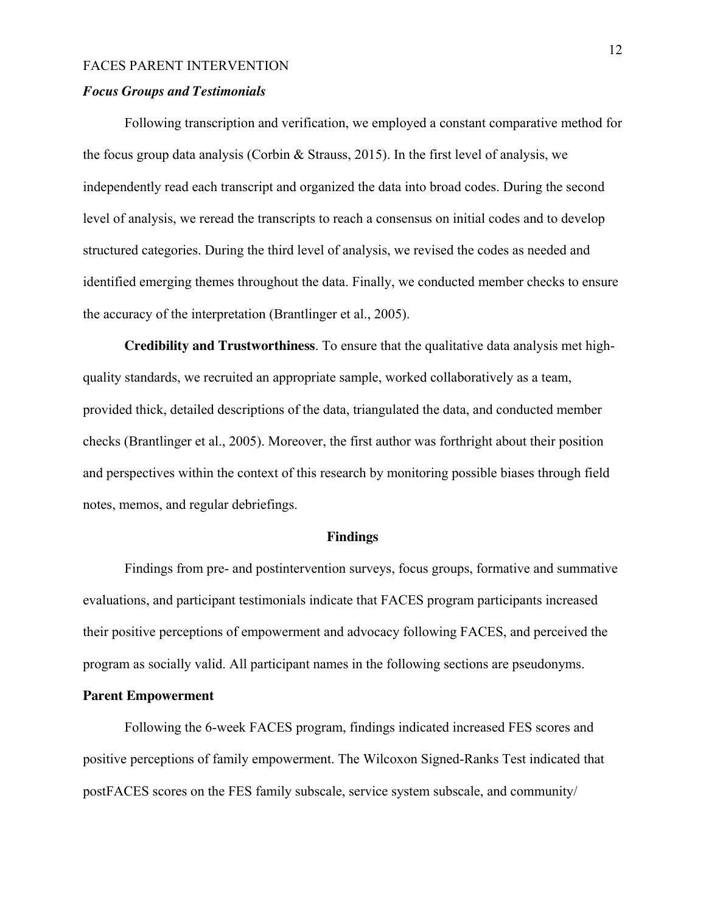### *Focus Groups and Testimonials*

Following transcription and verification, we employed a constant comparative method for the focus group data analysis (Corbin & Strauss, 2015). In the first level of analysis, we independently read each transcript and organized the data into broad codes. During the second level of analysis, we reread the transcripts to reach a consensus on initial codes and to develop structured categories. During the third level of analysis, we revised the codes as needed and identified emerging themes throughout the data. Finally, we conducted member checks to ensure the accuracy of the interpretation (Brantlinger et al., 2005).

**Credibility and Trustworthiness**. To ensure that the qualitative data analysis met high-quality standards, we recruited an appropriate sample, worked collaboratively as a team, provided thick, detailed descriptions of the data, triangulated the data, and conducted member checks (Brantlinger et al., 2005). Moreover, the first author was forthright about their position and perspectives within the context of this research by monitoring possible biases through field notes, memos, and regular debriefings.

## Findings

Findings from pre- and postintervention surveys, focus groups, formative and summative evaluations, and participant testimonials indicate that FACES program participants increased their positive perceptions of empowerment and advocacy following FACES, and perceived the program as socially valid. All participant names in the following sections are pseudonyms.

### Parent Empowerment

Following the 6-week FACES program, findings indicated increased FES scores and positive perceptions of family empowerment. The Wilcoxon Signed-Ranks Test indicated that postFACES scores on the FES family subscale, service system subscale, and community/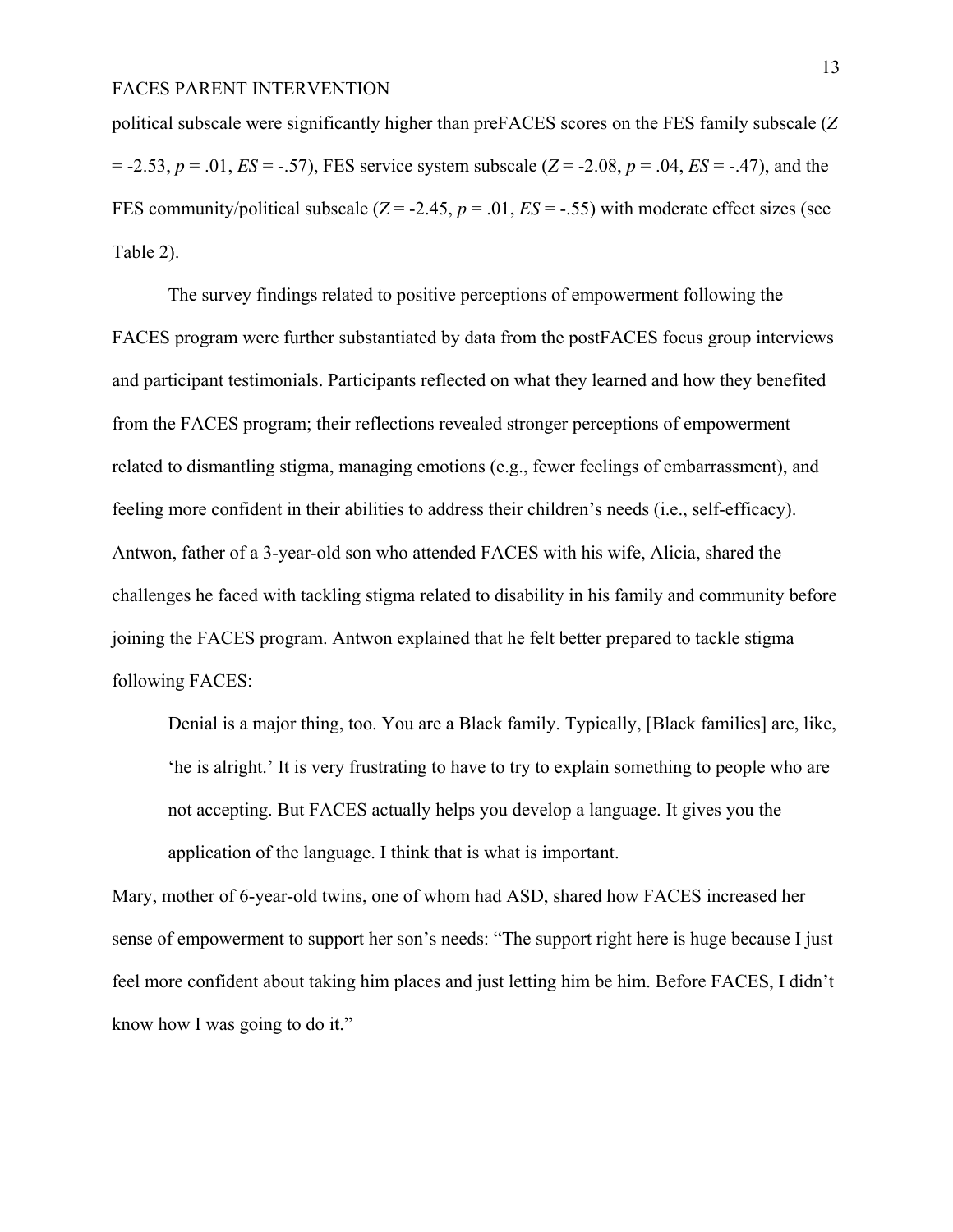political subscale were significantly higher than preFACES scores on the FES family subscale ($Z = -2.53$, $p = .01$, $ES = -.57$), FES service system subscale ($Z = -2.08$, $p = .04$, $ES = -.47$), and the FES community/political subscale ($Z = -2.45$, $p = .01$, $ES = -.55$) with moderate effect sizes (see Table 2).

The survey findings related to positive perceptions of empowerment following the FACES program were further substantiated by data from the postFACES focus group interviews and participant testimonials. Participants reflected on what they learned and how they benefited from the FACES program; their reflections revealed stronger perceptions of empowerment related to dismantling stigma, managing emotions (e.g., fewer feelings of embarrassment), and feeling more confident in their abilities to address their children's needs (i.e., self-efficacy). Antwon, father of a 3-year-old son who attended FACES with his wife, Alicia, shared the challenges he faced with tackling stigma related to disability in his family and community before joining the FACES program. Antwon explained that he felt better prepared to tackle stigma following FACES:

> Denial is a major thing, too. You are a Black family. Typically, [Black families] are, like, 'he is alright.' It is very frustrating to have to try to explain something to people who are not accepting. But FACES actually helps you develop a language. It gives you the application of the language. I think that is what is important.

Mary, mother of 6-year-old twins, one of whom had ASD, shared how FACES increased her sense of empowerment to support her son's needs: "The support right here is huge because I just feel more confident about taking him places and just letting him be him. Before FACES, I didn't know how I was going to do it."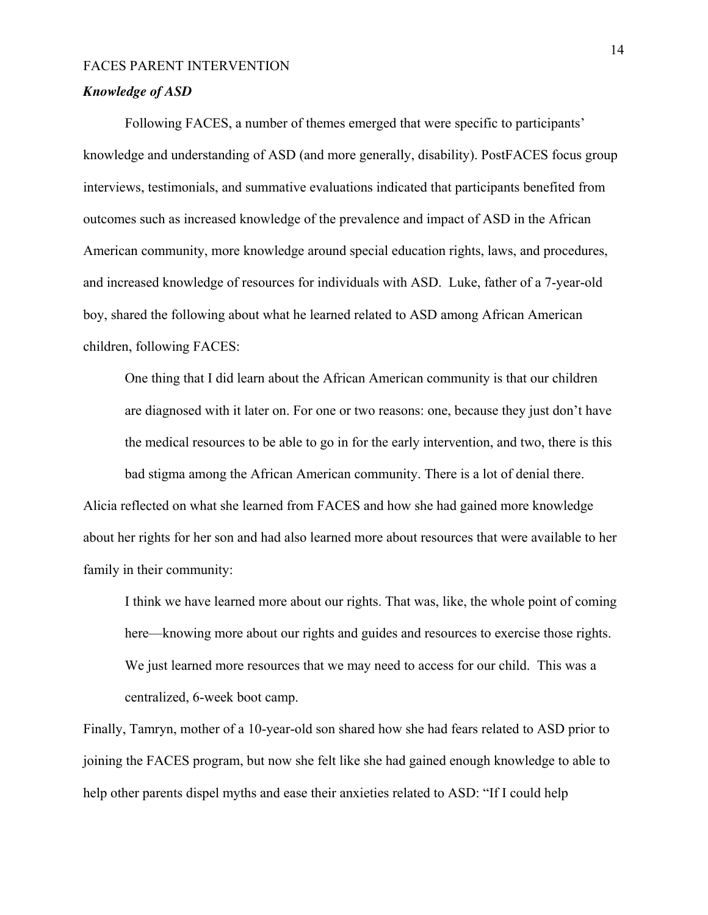### ***Knowledge of ASD***

Following FACES, a number of themes emerged that were specific to participants' knowledge and understanding of ASD (and more generally, disability). PostFACES focus group interviews, testimonials, and summative evaluations indicated that participants benefited from outcomes such as increased knowledge of the prevalence and impact of ASD in the African American community, more knowledge around special education rights, laws, and procedures, and increased knowledge of resources for individuals with ASD. Luke, father of a 7-year-old boy, shared the following about what he learned related to ASD among African American children, following FACES:

> One thing that I did learn about the African American community is that our children are diagnosed with it later on. For one or two reasons: one, because they just don't have the medical resources to be able to go in for the early intervention, and two, there is this bad stigma among the African American community. There is a lot of denial there.

Alicia reflected on what she learned from FACES and how she had gained more knowledge about her rights for her son and had also learned more about resources that were available to her family in their community:

> I think we have learned more about our rights. That was, like, the whole point of coming here—knowing more about our rights and guides and resources to exercise those rights. We just learned more resources that we may need to access for our child. This was a centralized, 6-week boot camp.

Finally, Tamryn, mother of a 10-year-old son shared how she had fears related to ASD prior to joining the FACES program, but now she felt like she had gained enough knowledge to able to help other parents dispel myths and ease their anxieties related to ASD: "If I could help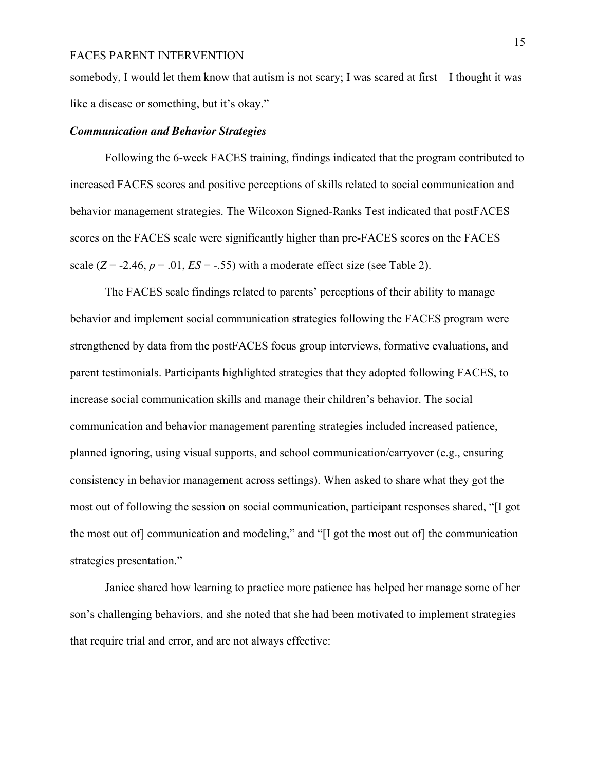somebody, I would let them know that autism is not scary; I was scared at first—I thought it was like a disease or something, but it's okay."

***Communication and Behavior Strategies***

Following the 6-week FACES training, findings indicated that the program contributed to increased FACES scores and positive perceptions of skills related to social communication and behavior management strategies. The Wilcoxon Signed-Ranks Test indicated that postFACES scores on the FACES scale were significantly higher than pre-FACES scores on the FACES scale ($Z = -2.46$, $p = .01$, $ES = -.55$) with a moderate effect size (see Table 2).

The FACES scale findings related to parents' perceptions of their ability to manage behavior and implement social communication strategies following the FACES program were strengthened by data from the postFACES focus group interviews, formative evaluations, and parent testimonials. Participants highlighted strategies that they adopted following FACES, to increase social communication skills and manage their children's behavior. The social communication and behavior management parenting strategies included increased patience, planned ignoring, using visual supports, and school communication/carryover (e.g., ensuring consistency in behavior management across settings). When asked to share what they got the most out of following the session on social communication, participant responses shared, "[I got the most out of] communication and modeling," and "[I got the most out of] the communication strategies presentation."

Janice shared how learning to practice more patience has helped her manage some of her son's challenging behaviors, and she noted that she had been motivated to implement strategies that require trial and error, and are not always effective: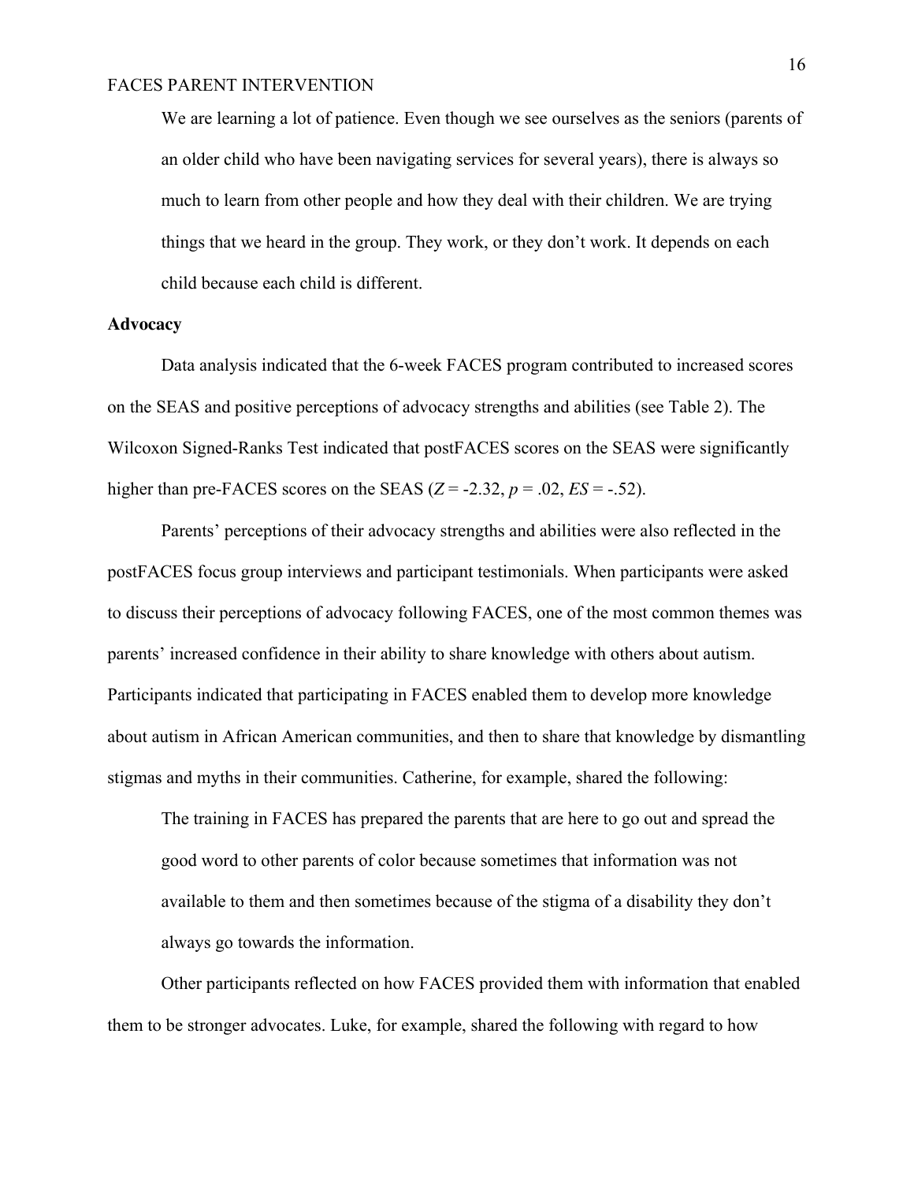> We are learning a lot of patience. Even though we see ourselves as the seniors (parents of an older child who have been navigating services for several years), there is always so much to learn from other people and how they deal with their children. We are trying things that we heard in the group. They work, or they don't work. It depends on each child because each child is different.

**Advocacy**

Data analysis indicated that the 6-week FACES program contributed to increased scores on the SEAS and positive perceptions of advocacy strengths and abilities (see Table 2). The Wilcoxon Signed-Ranks Test indicated that postFACES scores on the SEAS were significantly higher than pre-FACES scores on the SEAS ($Z = -2.32$, $p = .02$, $ES = -.52$).

Parents' perceptions of their advocacy strengths and abilities were also reflected in the postFACES focus group interviews and participant testimonials. When participants were asked to discuss their perceptions of advocacy following FACES, one of the most common themes was parents' increased confidence in their ability to share knowledge with others about autism. Participants indicated that participating in FACES enabled them to develop more knowledge about autism in African American communities, and then to share that knowledge by dismantling stigmas and myths in their communities. Catherine, for example, shared the following:

> The training in FACES has prepared the parents that are here to go out and spread the good word to other parents of color because sometimes that information was not available to them and then sometimes because of the stigma of a disability they don't always go towards the information.

Other participants reflected on how FACES provided them with information that enabled them to be stronger advocates. Luke, for example, shared the following with regard to how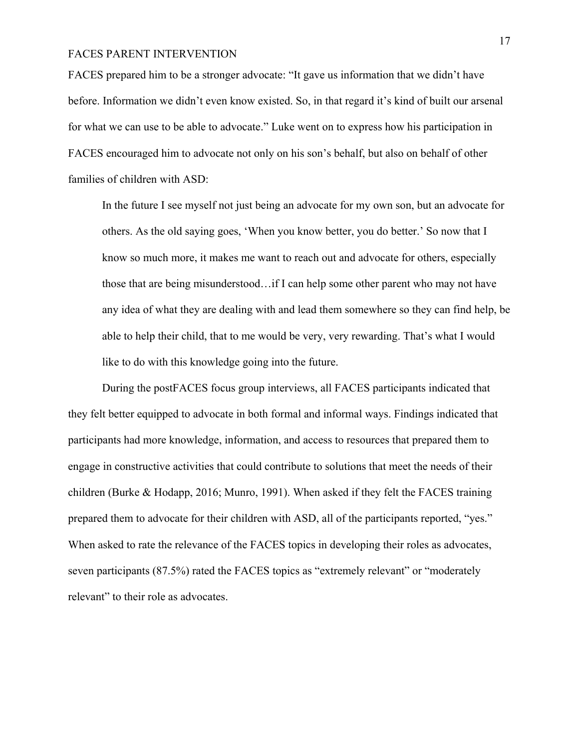FACES prepared him to be a stronger advocate: "It gave us information that we didn't have before. Information we didn't even know existed. So, in that regard it's kind of built our arsenal for what we can use to be able to advocate." Luke went on to express how his participation in FACES encouraged him to advocate not only on his son's behalf, but also on behalf of other families of children with ASD:

> In the future I see myself not just being an advocate for my own son, but an advocate for others. As the old saying goes, 'When you know better, you do better.' So now that I know so much more, it makes me want to reach out and advocate for others, especially those that are being misunderstood…if I can help some other parent who may not have any idea of what they are dealing with and lead them somewhere so they can find help, be able to help their child, that to me would be very, very rewarding. That's what I would like to do with this knowledge going into the future.

During the postFACES focus group interviews, all FACES participants indicated that they felt better equipped to advocate in both formal and informal ways. Findings indicated that participants had more knowledge, information, and access to resources that prepared them to engage in constructive activities that could contribute to solutions that meet the needs of their children (Burke & Hodapp, 2016; Munro, 1991). When asked if they felt the FACES training prepared them to advocate for their children with ASD, all of the participants reported, "yes." When asked to rate the relevance of the FACES topics in developing their roles as advocates, seven participants (87.5%) rated the FACES topics as "extremely relevant" or "moderately relevant" to their role as advocates.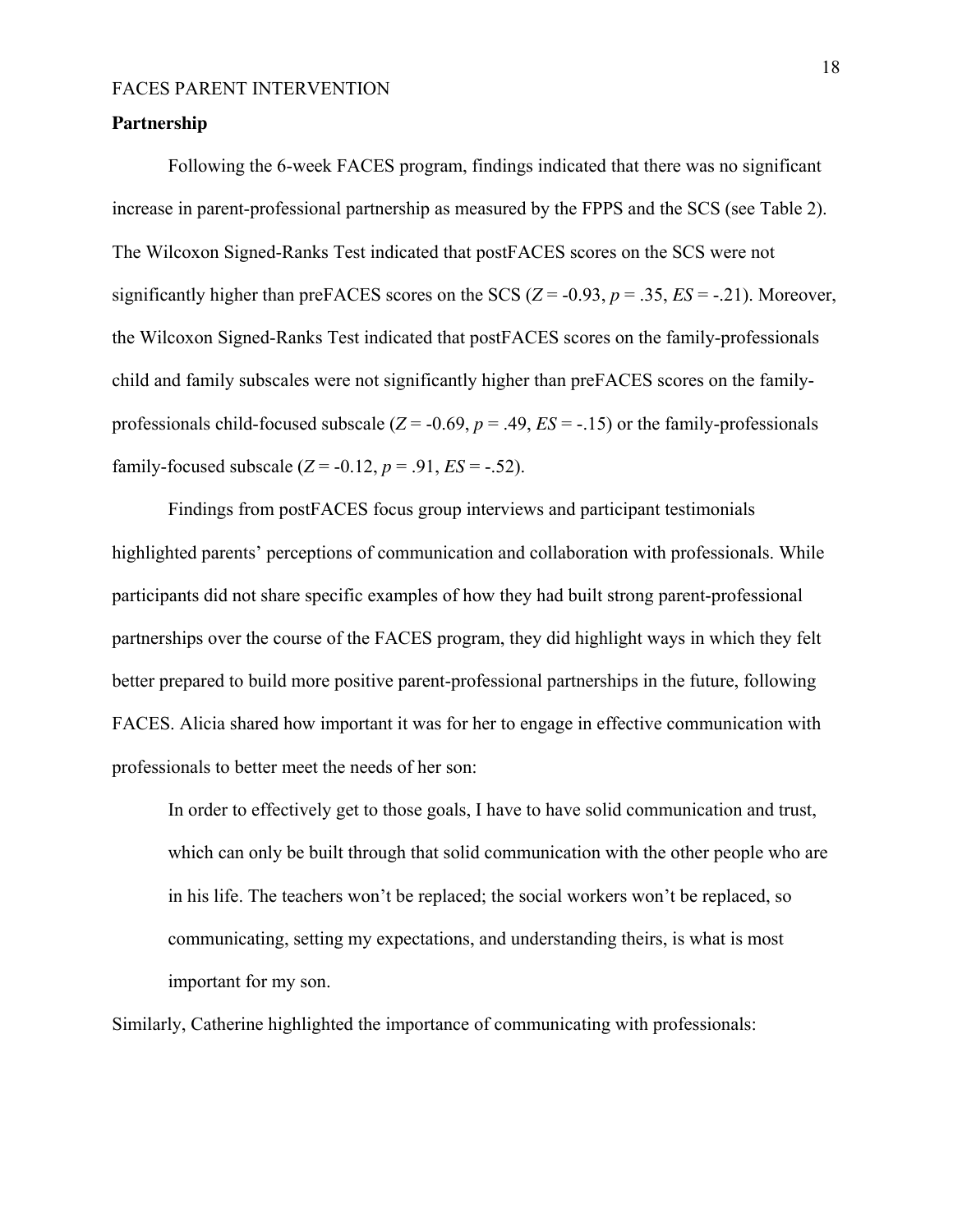## Partnership

Following the 6-week FACES program, findings indicated that there was no significant increase in parent-professional partnership as measured by the FPPS and the SCS (see Table 2). The Wilcoxon Signed-Ranks Test indicated that postFACES scores on the SCS were not significantly higher than preFACES scores on the SCS ($Z = -0.93$, $p = .35$, $ES = -.21$). Moreover, the Wilcoxon Signed-Ranks Test indicated that postFACES scores on the family-professionals child and family subscales were not significantly higher than preFACES scores on the family-professionals child-focused subscale ($Z = -0.69$, $p = .49$, $ES = -.15$) or the family-professionals family-focused subscale ($Z = -0.12$, $p = .91$, $ES = -.52$).

Findings from postFACES focus group interviews and participant testimonials highlighted parents' perceptions of communication and collaboration with professionals. While participants did not share specific examples of how they had built strong parent-professional partnerships over the course of the FACES program, they did highlight ways in which they felt better prepared to build more positive parent-professional partnerships in the future, following FACES. Alicia shared how important it was for her to engage in effective communication with professionals to better meet the needs of her son:

> In order to effectively get to those goals, I have to have solid communication and trust, which can only be built through that solid communication with the other people who are in his life. The teachers won't be replaced; the social workers won't be replaced, so communicating, setting my expectations, and understanding theirs, is what is most important for my son.

Similarly, Catherine highlighted the importance of communicating with professionals: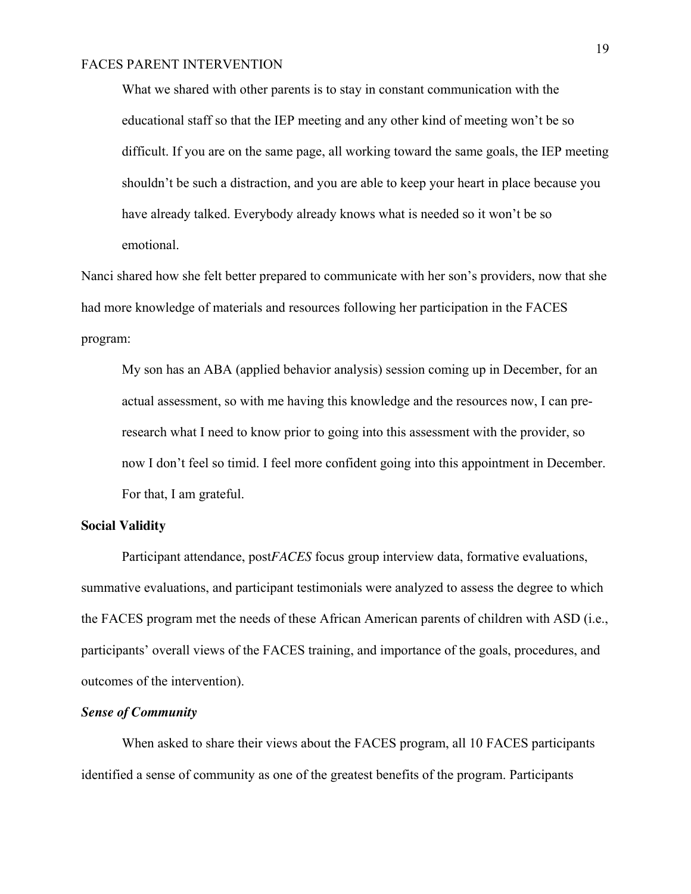> What we shared with other parents is to stay in constant communication with the educational staff so that the IEP meeting and any other kind of meeting won't be so difficult. If you are on the same page, all working toward the same goals, the IEP meeting shouldn't be such a distraction, and you are able to keep your heart in place because you have already talked. Everybody already knows what is needed so it won't be so emotional.

Nanci shared how she felt better prepared to communicate with her son's providers, now that she had more knowledge of materials and resources following her participation in the FACES program:

> My son has an ABA (applied behavior analysis) session coming up in December, for an actual assessment, so with me having this knowledge and the resources now, I can pre-research what I need to know prior to going into this assessment with the provider, so now I don't feel so timid. I feel more confident going into this appointment in December. For that, I am grateful.

## Social Validity

Participant attendance, post*FACES* focus group interview data, formative evaluations, summative evaluations, and participant testimonials were analyzed to assess the degree to which the FACES program met the needs of these African American parents of children with ASD (i.e., participants' overall views of the FACES training, and importance of the goals, procedures, and outcomes of the intervention).

### *Sense of Community*

When asked to share their views about the FACES program, all 10 FACES participants identified a sense of community as one of the greatest benefits of the program. Participants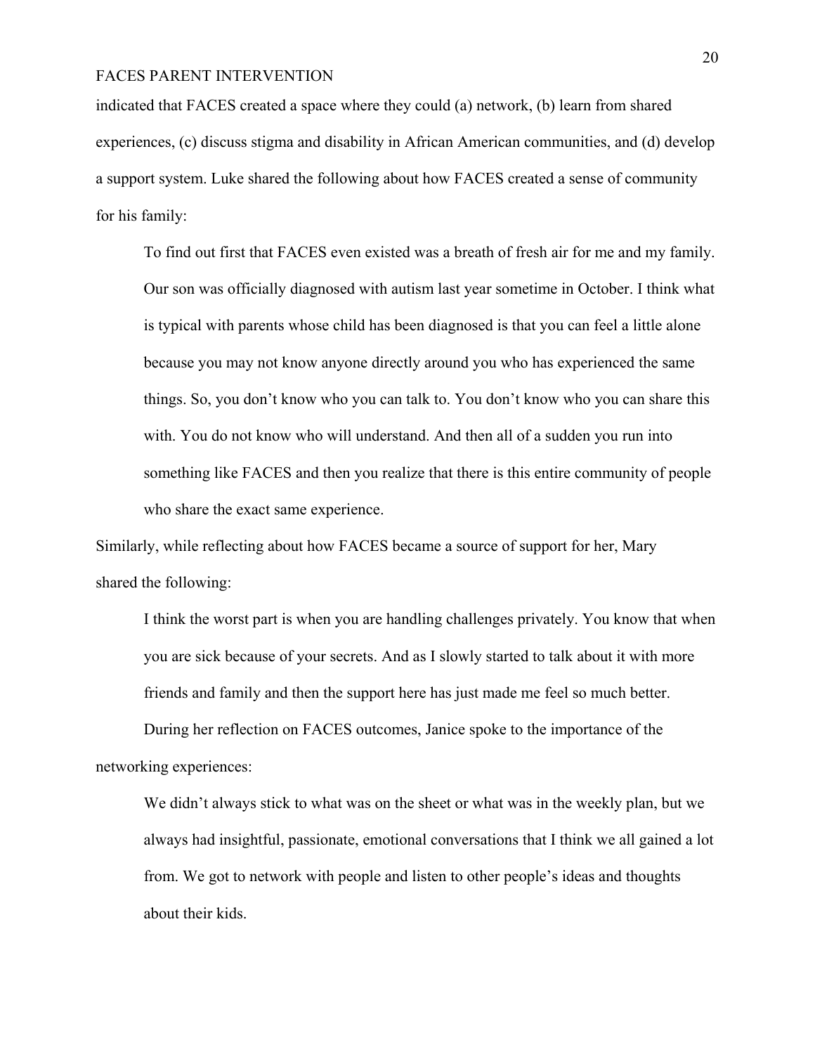indicated that FACES created a space where they could (a) network, (b) learn from shared experiences, (c) discuss stigma and disability in African American communities, and (d) develop a support system. Luke shared the following about how FACES created a sense of community for his family:

> To find out first that FACES even existed was a breath of fresh air for me and my family. Our son was officially diagnosed with autism last year sometime in October. I think what is typical with parents whose child has been diagnosed is that you can feel a little alone because you may not know anyone directly around you who has experienced the same things. So, you don't know who you can talk to. You don't know who you can share this with. You do not know who will understand. And then all of a sudden you run into something like FACES and then you realize that there is this entire community of people who share the exact same experience.

Similarly, while reflecting about how FACES became a source of support for her, Mary shared the following:

> I think the worst part is when you are handling challenges privately. You know that when you are sick because of your secrets. And as I slowly started to talk about it with more friends and family and then the support here has just made me feel so much better.

During her reflection on FACES outcomes, Janice spoke to the importance of the networking experiences:

> We didn't always stick to what was on the sheet or what was in the weekly plan, but we always had insightful, passionate, emotional conversations that I think we all gained a lot from. We got to network with people and listen to other people's ideas and thoughts about their kids.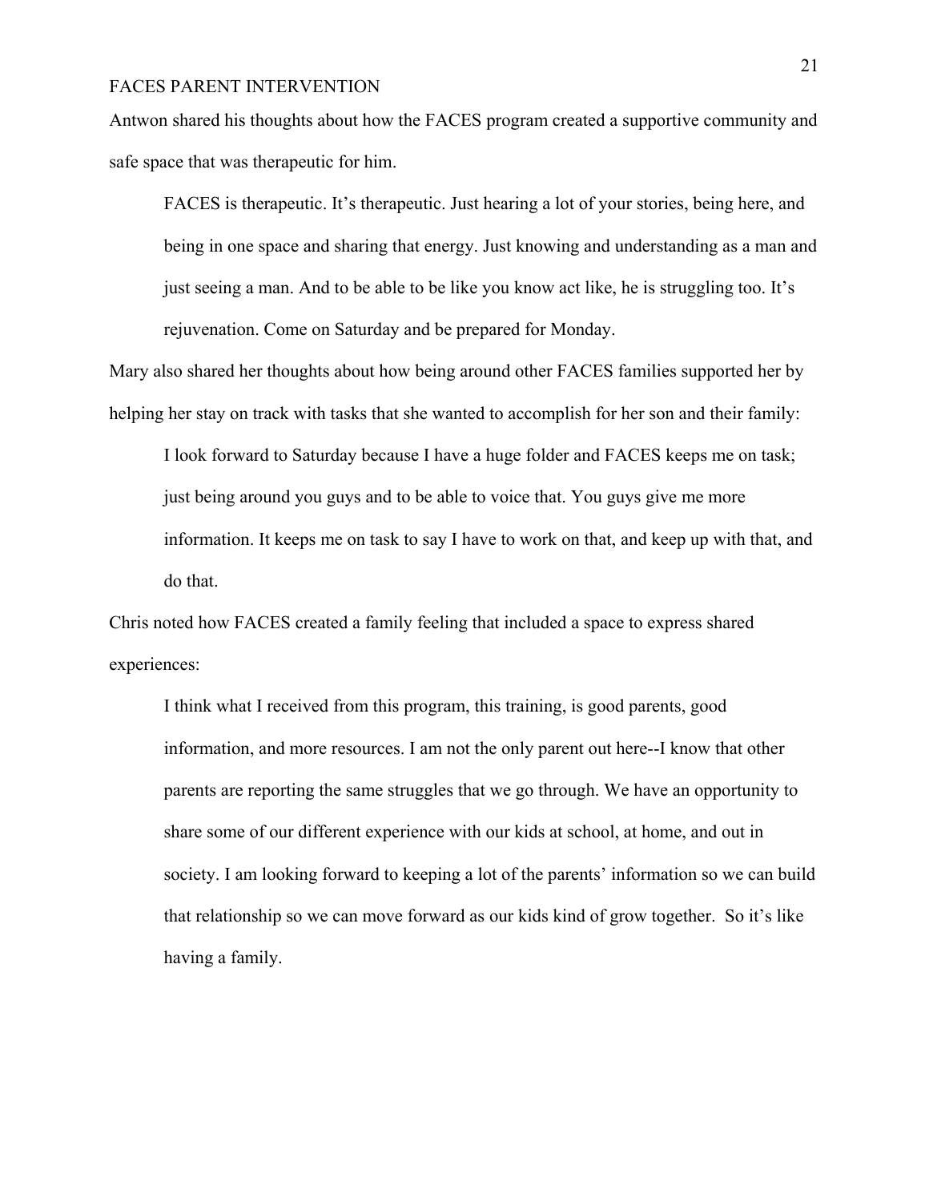Antwon shared his thoughts about how the FACES program created a supportive community and safe space that was therapeutic for him.

> FACES is therapeutic. It's therapeutic. Just hearing a lot of your stories, being here, and being in one space and sharing that energy. Just knowing and understanding as a man and just seeing a man. And to be able to be like you know act like, he is struggling too. It's rejuvenation. Come on Saturday and be prepared for Monday.

Mary also shared her thoughts about how being around other FACES families supported her by helping her stay on track with tasks that she wanted to accomplish for her son and their family:

> I look forward to Saturday because I have a huge folder and FACES keeps me on task; just being around you guys and to be able to voice that. You guys give me more information. It keeps me on task to say I have to work on that, and keep up with that, and do that.

Chris noted how FACES created a family feeling that included a space to express shared experiences:

> I think what I received from this program, this training, is good parents, good information, and more resources. I am not the only parent out here--I know that other parents are reporting the same struggles that we go through. We have an opportunity to share some of our different experience with our kids at school, at home, and out in society. I am looking forward to keeping a lot of the parents' information so we can build that relationship so we can move forward as our kids kind of grow together. So it's like having a family.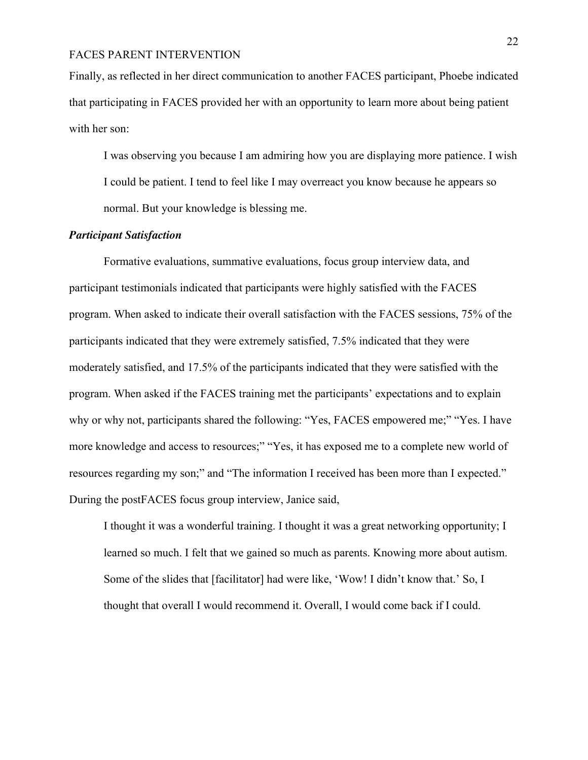Finally, as reflected in her direct communication to another FACES participant, Phoebe indicated that participating in FACES provided her with an opportunity to learn more about being patient with her son:

> I was observing you because I am admiring how you are displaying more patience. I wish I could be patient. I tend to feel like I may overreact you know because he appears so normal. But your knowledge is blessing me.

***Participant Satisfaction***

Formative evaluations, summative evaluations, focus group interview data, and participant testimonials indicated that participants were highly satisfied with the FACES program. When asked to indicate their overall satisfaction with the FACES sessions, 75% of the participants indicated that they were extremely satisfied, 7.5% indicated that they were moderately satisfied, and 17.5% of the participants indicated that they were satisfied with the program. When asked if the FACES training met the participants' expectations and to explain why or why not, participants shared the following: "Yes, FACES empowered me;" "Yes. I have more knowledge and access to resources;" "Yes, it has exposed me to a complete new world of resources regarding my son;" and "The information I received has been more than I expected." During the postFACES focus group interview, Janice said,

> I thought it was a wonderful training. I thought it was a great networking opportunity; I learned so much. I felt that we gained so much as parents. Knowing more about autism. Some of the slides that [facilitator] had were like, 'Wow! I didn't know that.' So, I thought that overall I would recommend it. Overall, I would come back if I could.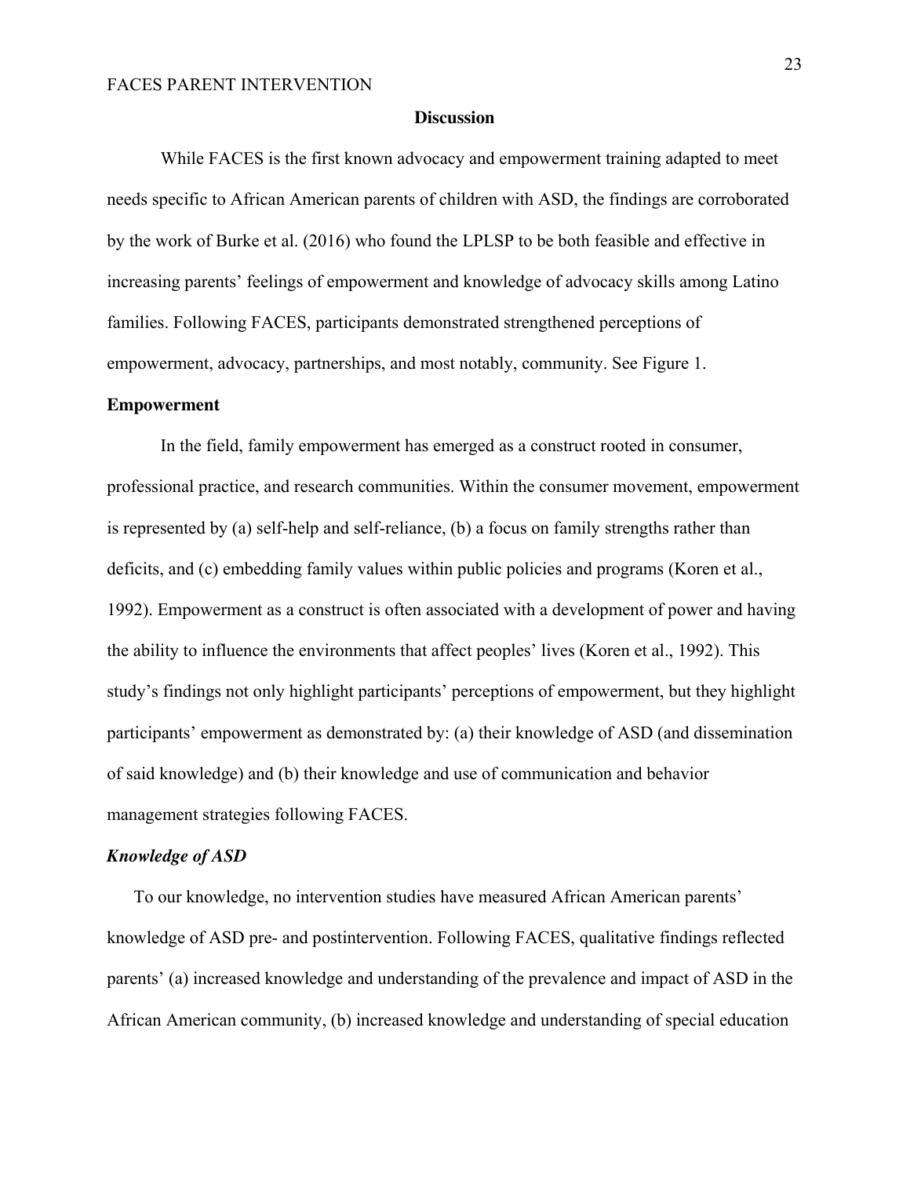## Discussion

While FACES is the first known advocacy and empowerment training adapted to meet needs specific to African American parents of children with ASD, the findings are corroborated by the work of Burke et al. (2016) who found the LPLSP to be both feasible and effective in increasing parents' feelings of empowerment and knowledge of advocacy skills among Latino families. Following FACES, participants demonstrated strengthened perceptions of empowerment, advocacy, partnerships, and most notably, community. See Figure 1.

### Empowerment

In the field, family empowerment has emerged as a construct rooted in consumer, professional practice, and research communities. Within the consumer movement, empowerment is represented by (a) self-help and self-reliance, (b) a focus on family strengths rather than deficits, and (c) embedding family values within public policies and programs (Koren et al., 1992). Empowerment as a construct is often associated with a development of power and having the ability to influence the environments that affect peoples' lives (Koren et al., 1992). This study's findings not only highlight participants' perceptions of empowerment, but they highlight participants' empowerment as demonstrated by: (a) their knowledge of ASD (and dissemination of said knowledge) and (b) their knowledge and use of communication and behavior management strategies following FACES.

#### *Knowledge of ASD*

To our knowledge, no intervention studies have measured African American parents' knowledge of ASD pre- and postintervention. Following FACES, qualitative findings reflected parents' (a) increased knowledge and understanding of the prevalence and impact of ASD in the African American community, (b) increased knowledge and understanding of special education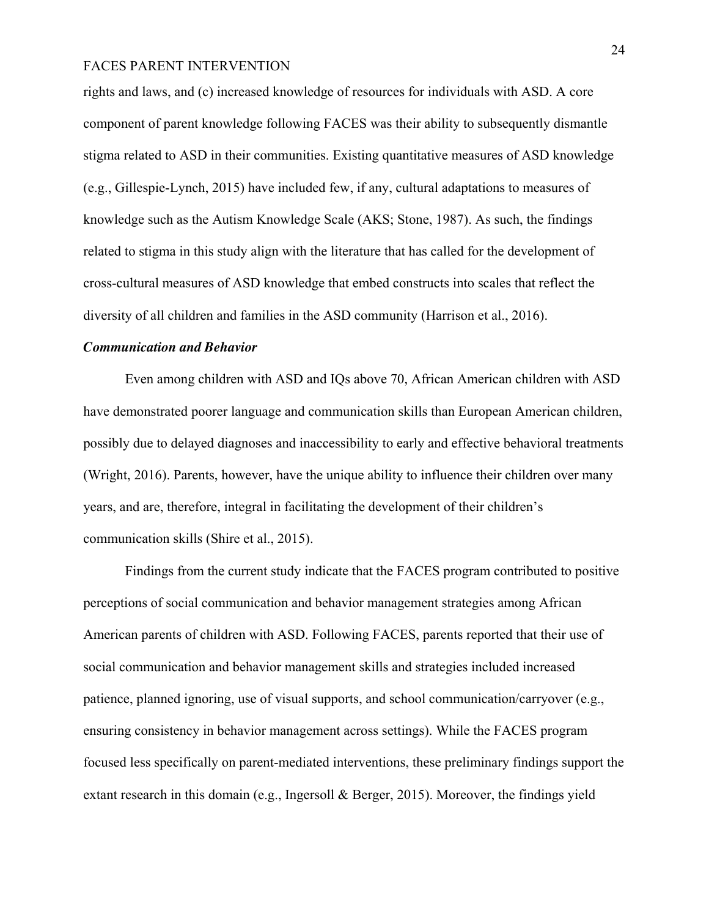rights and laws, and (c) increased knowledge of resources for individuals with ASD. A core component of parent knowledge following FACES was their ability to subsequently dismantle stigma related to ASD in their communities. Existing quantitative measures of ASD knowledge (e.g., Gillespie-Lynch, 2015) have included few, if any, cultural adaptations to measures of knowledge such as the Autism Knowledge Scale (AKS; Stone, 1987). As such, the findings related to stigma in this study align with the literature that has called for the development of cross-cultural measures of ASD knowledge that embed constructs into scales that reflect the diversity of all children and families in the ASD community (Harrison et al., 2016).

### ***Communication and Behavior***

Even among children with ASD and IQs above 70, African American children with ASD have demonstrated poorer language and communication skills than European American children, possibly due to delayed diagnoses and inaccessibility to early and effective behavioral treatments (Wright, 2016). Parents, however, have the unique ability to influence their children over many years, and are, therefore, integral in facilitating the development of their children's communication skills (Shire et al., 2015).

Findings from the current study indicate that the FACES program contributed to positive perceptions of social communication and behavior management strategies among African American parents of children with ASD. Following FACES, parents reported that their use of social communication and behavior management skills and strategies included increased patience, planned ignoring, use of visual supports, and school communication/carryover (e.g., ensuring consistency in behavior management across settings). While the FACES program focused less specifically on parent-mediated interventions, these preliminary findings support the extant research in this domain (e.g., Ingersoll & Berger, 2015). Moreover, the findings yield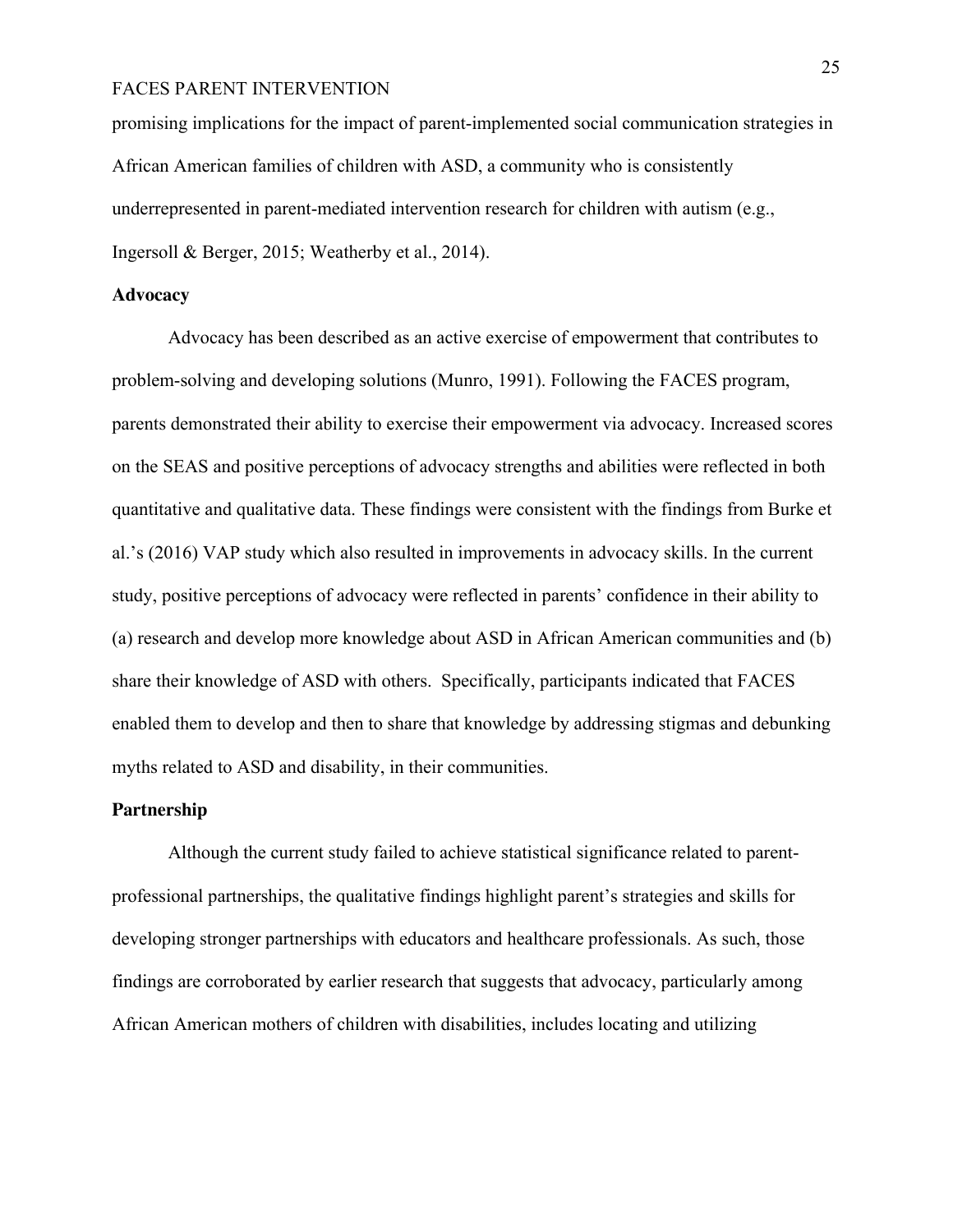promising implications for the impact of parent-implemented social communication strategies in African American families of children with ASD, a community who is consistently underrepresented in parent-mediated intervention research for children with autism (e.g., Ingersoll & Berger, 2015; Weatherby et al., 2014).

## Advocacy

Advocacy has been described as an active exercise of empowerment that contributes to problem-solving and developing solutions (Munro, 1991). Following the FACES program, parents demonstrated their ability to exercise their empowerment via advocacy. Increased scores on the SEAS and positive perceptions of advocacy strengths and abilities were reflected in both quantitative and qualitative data. These findings were consistent with the findings from Burke et al.'s (2016) VAP study which also resulted in improvements in advocacy skills. In the current study, positive perceptions of advocacy were reflected in parents' confidence in their ability to (a) research and develop more knowledge about ASD in African American communities and (b) share their knowledge of ASD with others. Specifically, participants indicated that FACES enabled them to develop and then to share that knowledge by addressing stigmas and debunking myths related to ASD and disability, in their communities.

## Partnership

Although the current study failed to achieve statistical significance related to parent-professional partnerships, the qualitative findings highlight parent's strategies and skills for developing stronger partnerships with educators and healthcare professionals. As such, those findings are corroborated by earlier research that suggests that advocacy, particularly among African American mothers of children with disabilities, includes locating and utilizing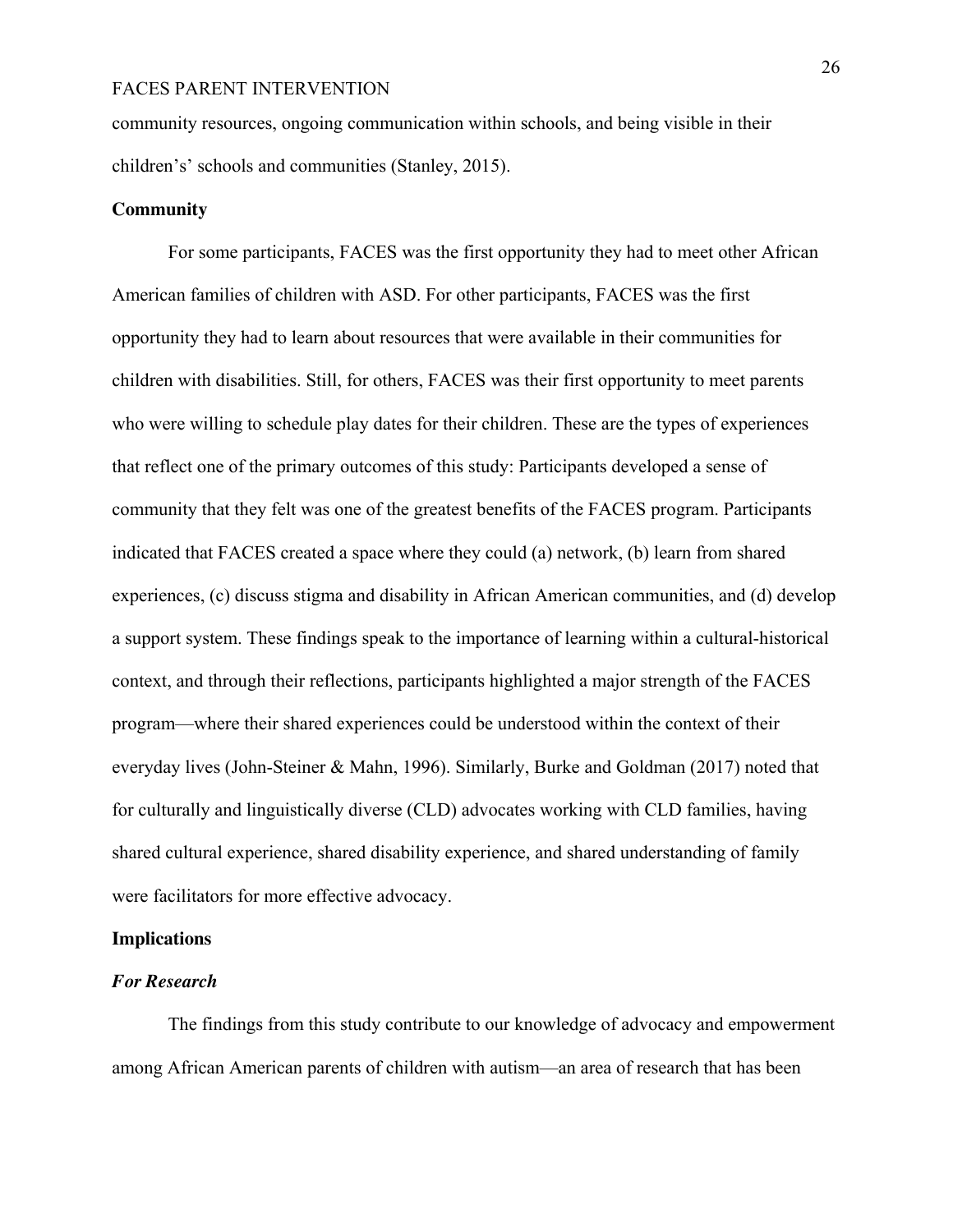community resources, ongoing communication within schools, and being visible in their children's' schools and communities (Stanley, 2015).

## Community

For some participants, FACES was the first opportunity they had to meet other African American families of children with ASD. For other participants, FACES was the first opportunity they had to learn about resources that were available in their communities for children with disabilities. Still, for others, FACES was their first opportunity to meet parents who were willing to schedule play dates for their children. These are the types of experiences that reflect one of the primary outcomes of this study: Participants developed a sense of community that they felt was one of the greatest benefits of the FACES program. Participants indicated that FACES created a space where they could (a) network, (b) learn from shared experiences, (c) discuss stigma and disability in African American communities, and (d) develop a support system. These findings speak to the importance of learning within a cultural-historical context, and through their reflections, participants highlighted a major strength of the FACES program—where their shared experiences could be understood within the context of their everyday lives (John-Steiner & Mahn, 1996). Similarly, Burke and Goldman (2017) noted that for culturally and linguistically diverse (CLD) advocates working with CLD families, having shared cultural experience, shared disability experience, and shared understanding of family were facilitators for more effective advocacy.

## Implications

### *For Research*

The findings from this study contribute to our knowledge of advocacy and empowerment among African American parents of children with autism—an area of research that has been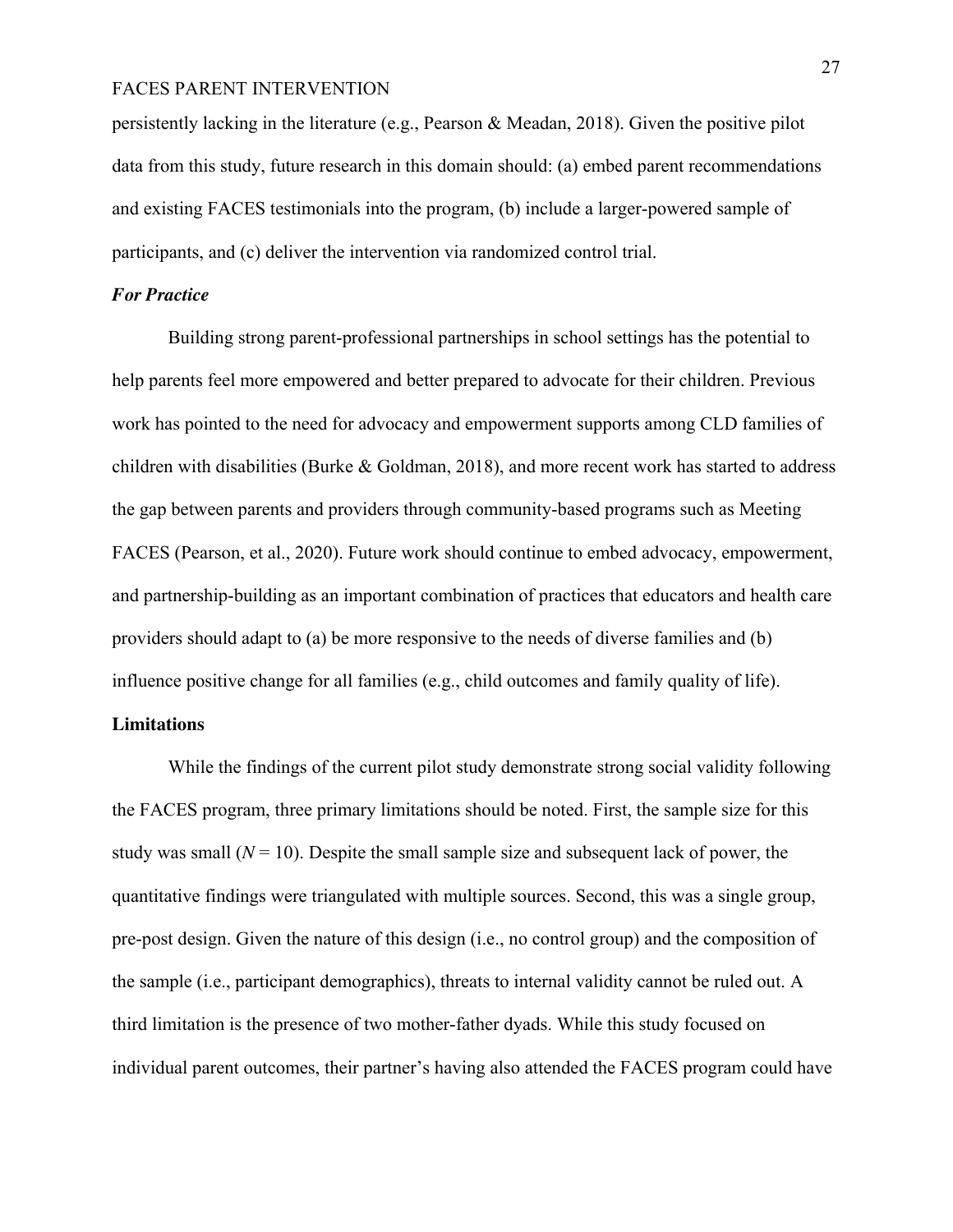persistently lacking in the literature (e.g., Pearson & Meadan, 2018). Given the positive pilot data from this study, future research in this domain should: (a) embed parent recommendations and existing FACES testimonials into the program, (b) include a larger-powered sample of participants, and (c) deliver the intervention via randomized control trial.

### *For Practice*

Building strong parent-professional partnerships in school settings has the potential to help parents feel more empowered and better prepared to advocate for their children. Previous work has pointed to the need for advocacy and empowerment supports among CLD families of children with disabilities (Burke & Goldman, 2018), and more recent work has started to address the gap between parents and providers through community-based programs such as Meeting FACES (Pearson, et al., 2020). Future work should continue to embed advocacy, empowerment, and partnership-building as an important combination of practices that educators and health care providers should adapt to (a) be more responsive to the needs of diverse families and (b) influence positive change for all families (e.g., child outcomes and family quality of life).

## **Limitations**

While the findings of the current pilot study demonstrate strong social validity following the FACES program, three primary limitations should be noted. First, the sample size for this study was small (*N* = 10). Despite the small sample size and subsequent lack of power, the quantitative findings were triangulated with multiple sources. Second, this was a single group, pre-post design. Given the nature of this design (i.e., no control group) and the composition of the sample (i.e., participant demographics), threats to internal validity cannot be ruled out. A third limitation is the presence of two mother-father dyads. While this study focused on individual parent outcomes, their partner's having also attended the FACES program could have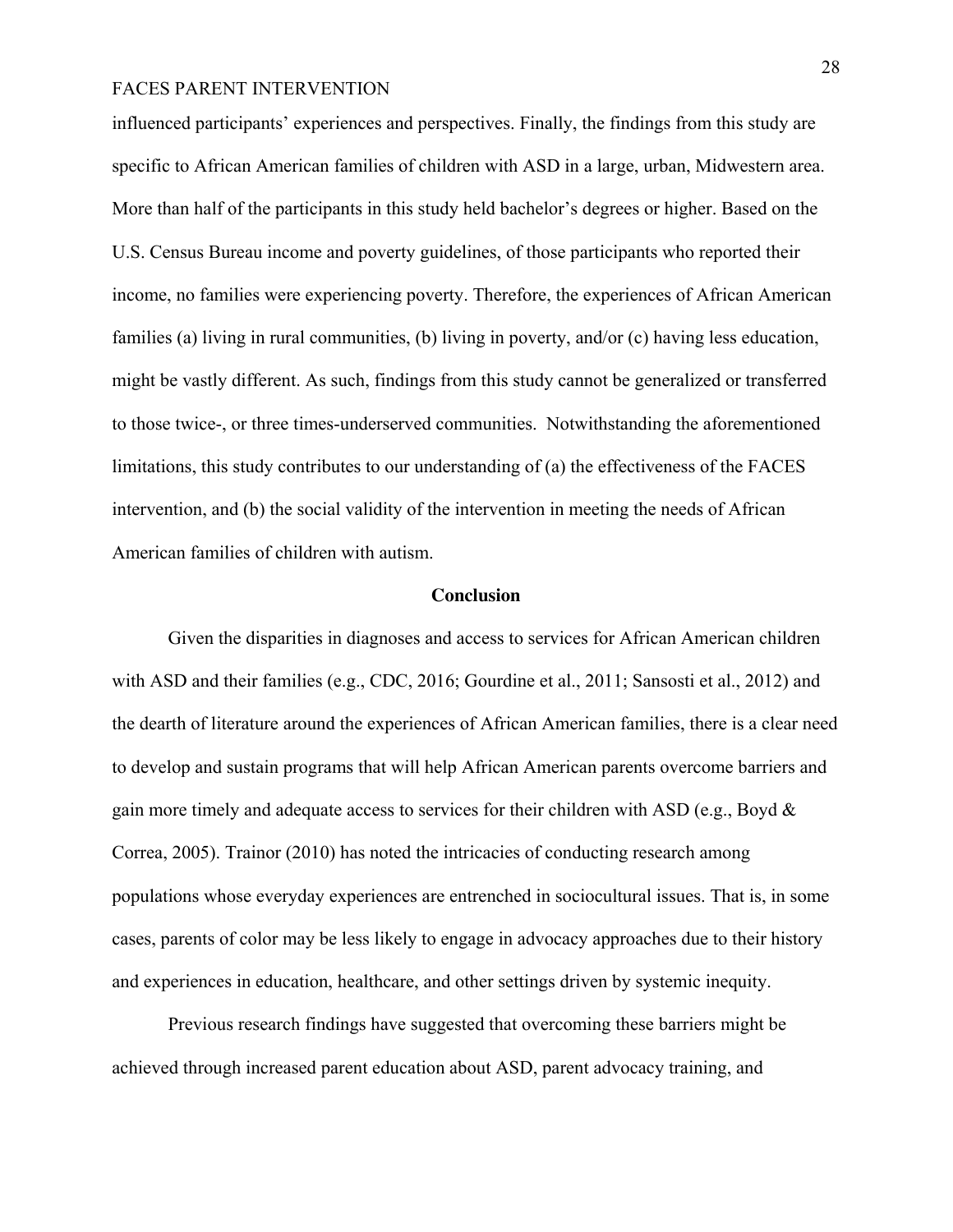influenced participants' experiences and perspectives. Finally, the findings from this study are specific to African American families of children with ASD in a large, urban, Midwestern area. More than half of the participants in this study held bachelor's degrees or higher. Based on the U.S. Census Bureau income and poverty guidelines, of those participants who reported their income, no families were experiencing poverty. Therefore, the experiences of African American families (a) living in rural communities, (b) living in poverty, and/or (c) having less education, might be vastly different. As such, findings from this study cannot be generalized or transferred to those twice-, or three times-underserved communities. Notwithstanding the aforementioned limitations, this study contributes to our understanding of (a) the effectiveness of the FACES intervention, and (b) the social validity of the intervention in meeting the needs of African American families of children with autism.

## Conclusion

Given the disparities in diagnoses and access to services for African American children with ASD and their families (e.g., CDC, 2016; Gourdine et al., 2011; Sansosti et al., 2012) and the dearth of literature around the experiences of African American families, there is a clear need to develop and sustain programs that will help African American parents overcome barriers and gain more timely and adequate access to services for their children with ASD (e.g., Boyd & Correa, 2005). Trainor (2010) has noted the intricacies of conducting research among populations whose everyday experiences are entrenched in sociocultural issues. That is, in some cases, parents of color may be less likely to engage in advocacy approaches due to their history and experiences in education, healthcare, and other settings driven by systemic inequity.

Previous research findings have suggested that overcoming these barriers might be achieved through increased parent education about ASD, parent advocacy training, and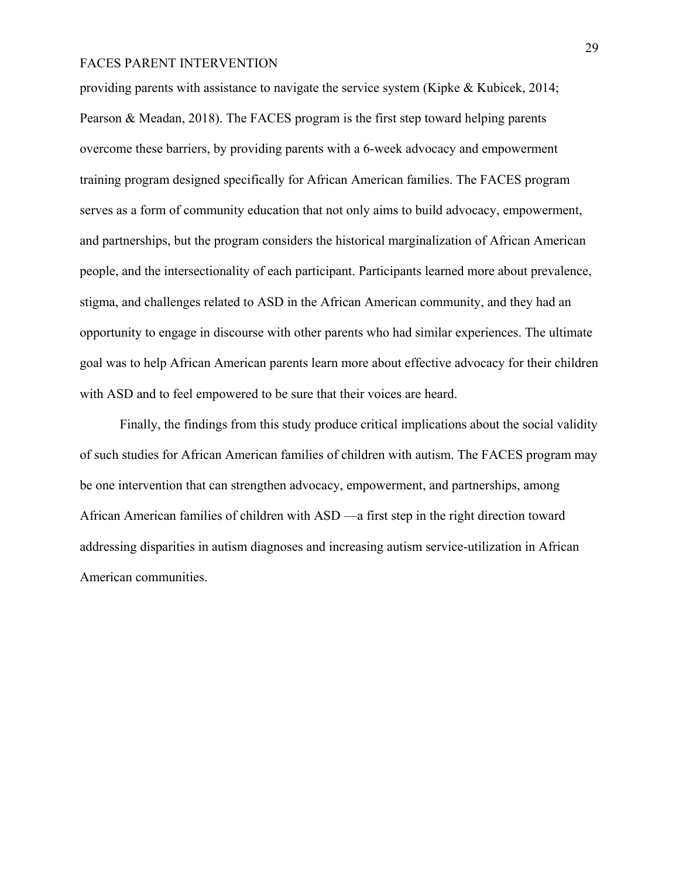providing parents with assistance to navigate the service system (Kipke & Kubicek, 2014; Pearson & Meadan, 2018). The FACES program is the first step toward helping parents overcome these barriers, by providing parents with a 6-week advocacy and empowerment training program designed specifically for African American families. The FACES program serves as a form of community education that not only aims to build advocacy, empowerment, and partnerships, but the program considers the historical marginalization of African American people, and the intersectionality of each participant. Participants learned more about prevalence, stigma, and challenges related to ASD in the African American community, and they had an opportunity to engage in discourse with other parents who had similar experiences. The ultimate goal was to help African American parents learn more about effective advocacy for their children with ASD and to feel empowered to be sure that their voices are heard.

Finally, the findings from this study produce critical implications about the social validity of such studies for African American families of children with autism. The FACES program may be one intervention that can strengthen advocacy, empowerment, and partnerships, among African American families of children with ASD —a first step in the right direction toward addressing disparities in autism diagnoses and increasing autism service-utilization in African American communities.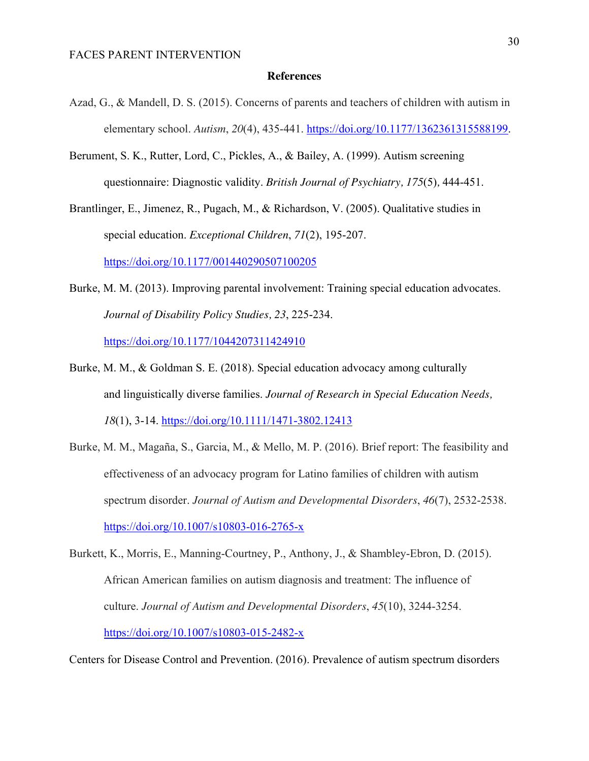# References

Azad, G., & Mandell, D. S. (2015). Concerns of parents and teachers of children with autism in elementary school. *Autism*, *20*(4), 435-441. https://doi.org/10.1177/1362361315588199.

Berument, S. K., Rutter, Lord, C., Pickles, A., & Bailey, A. (1999). Autism screening questionnaire: Diagnostic validity. *British Journal of Psychiatry, 175*(5)*,* 444-451.

Brantlinger, E., Jimenez, R., Pugach, M., & Richardson, V. (2005). Qualitative studies in special education. *Exceptional Children*, *71*(2), 195-207. https://doi.org/10.1177/001440290507100205

Burke, M. M. (2013). Improving parental involvement: Training special education advocates. *Journal of Disability Policy Studies, 23*, 225-234. https://doi.org/10.1177/1044207311424910

Burke, M. M., & Goldman S. E. (2018). Special education advocacy among culturally and linguistically diverse families. *Journal of Research in Special Education Needs, 18*(1), 3-14. https://doi.org/10.1111/1471-3802.12413

Burke, M. M., Magaña, S., Garcia, M., & Mello, M. P. (2016). Brief report: The feasibility and effectiveness of an advocacy program for Latino families of children with autism spectrum disorder. *Journal of Autism and Developmental Disorders*, *46*(7), 2532-2538. https://doi.org/10.1007/s10803-016-2765-x

Burkett, K., Morris, E., Manning-Courtney, P., Anthony, J., & Shambley-Ebron, D. (2015). African American families on autism diagnosis and treatment: The influence of culture. *Journal of Autism and Developmental Disorders*, *45*(10), 3244-3254. https://doi.org/10.1007/s10803-015-2482-x

Centers for Disease Control and Prevention. (2016). Prevalence of autism spectrum disorders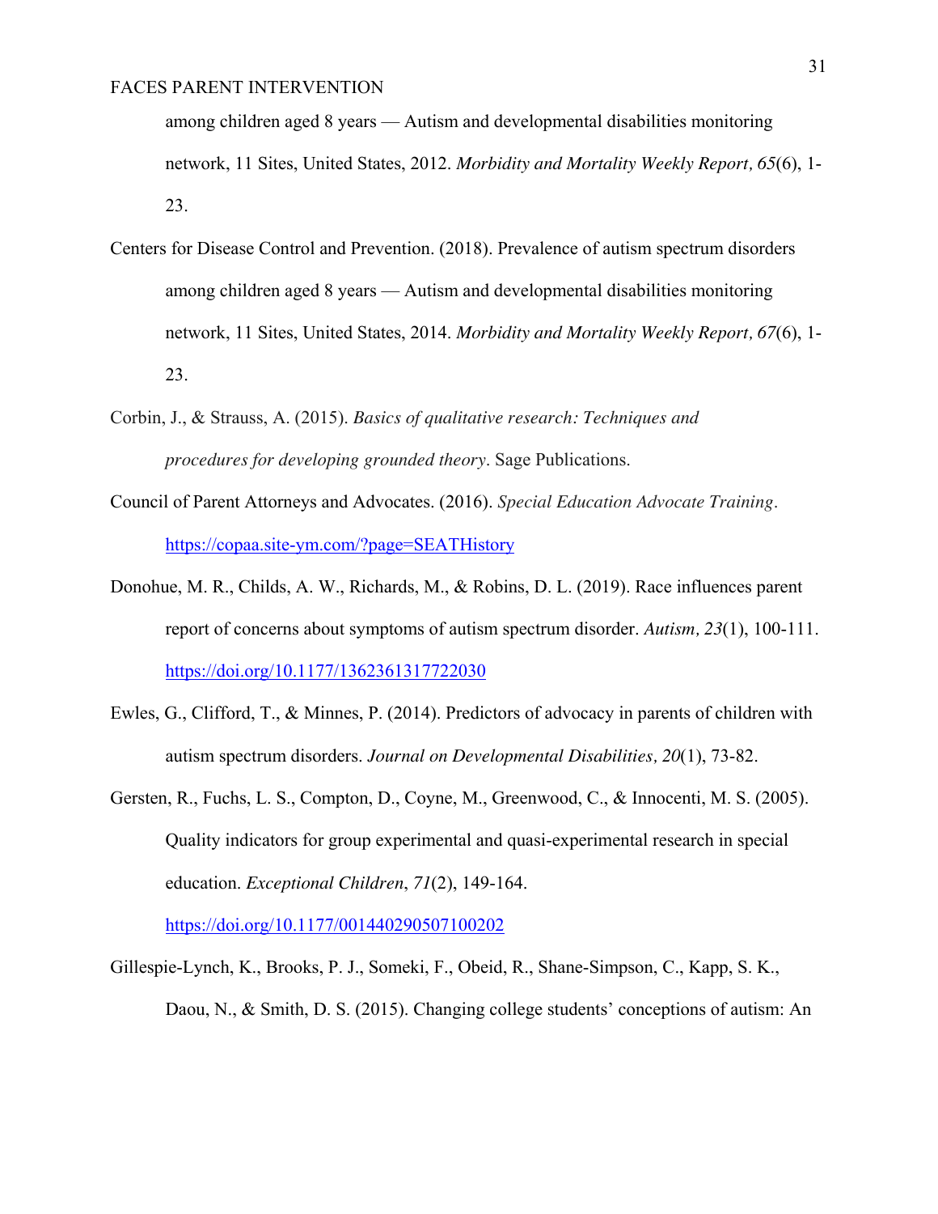among children aged 8 years — Autism and developmental disabilities monitoring network, 11 Sites, United States, 2012. *Morbidity and Mortality Weekly Report, 65*(6), 1-23.

Centers for Disease Control and Prevention. (2018). Prevalence of autism spectrum disorders among children aged 8 years — Autism and developmental disabilities monitoring network, 11 Sites, United States, 2014. *Morbidity and Mortality Weekly Report, 67*(6), 1-23.

Corbin, J., & Strauss, A. (2015). *Basics of qualitative research: Techniques and procedures for developing grounded theory*. Sage Publications.

Council of Parent Attorneys and Advocates. (2016). *Special Education Advocate Training*. https://copaa.site-ym.com/?page=SEATHistory

Donohue, M. R., Childs, A. W., Richards, M., & Robins, D. L. (2019). Race influences parent report of concerns about symptoms of autism spectrum disorder. *Autism, 23*(1), 100-111. https://doi.org/10.1177/1362361317722030

Ewles, G., Clifford, T., & Minnes, P. (2014). Predictors of advocacy in parents of children with autism spectrum disorders. *Journal on Developmental Disabilities, 20*(1), 73-82.

Gersten, R., Fuchs, L. S., Compton, D., Coyne, M., Greenwood, C., & Innocenti, M. S. (2005). Quality indicators for group experimental and quasi-experimental research in special education. *Exceptional Children*, *71*(2), 149-164. https://doi.org/10.1177/001440290507100202

Gillespie-Lynch, K., Brooks, P. J., Someki, F., Obeid, R., Shane-Simpson, C., Kapp, S. K., Daou, N., & Smith, D. S. (2015). Changing college students' conceptions of autism: An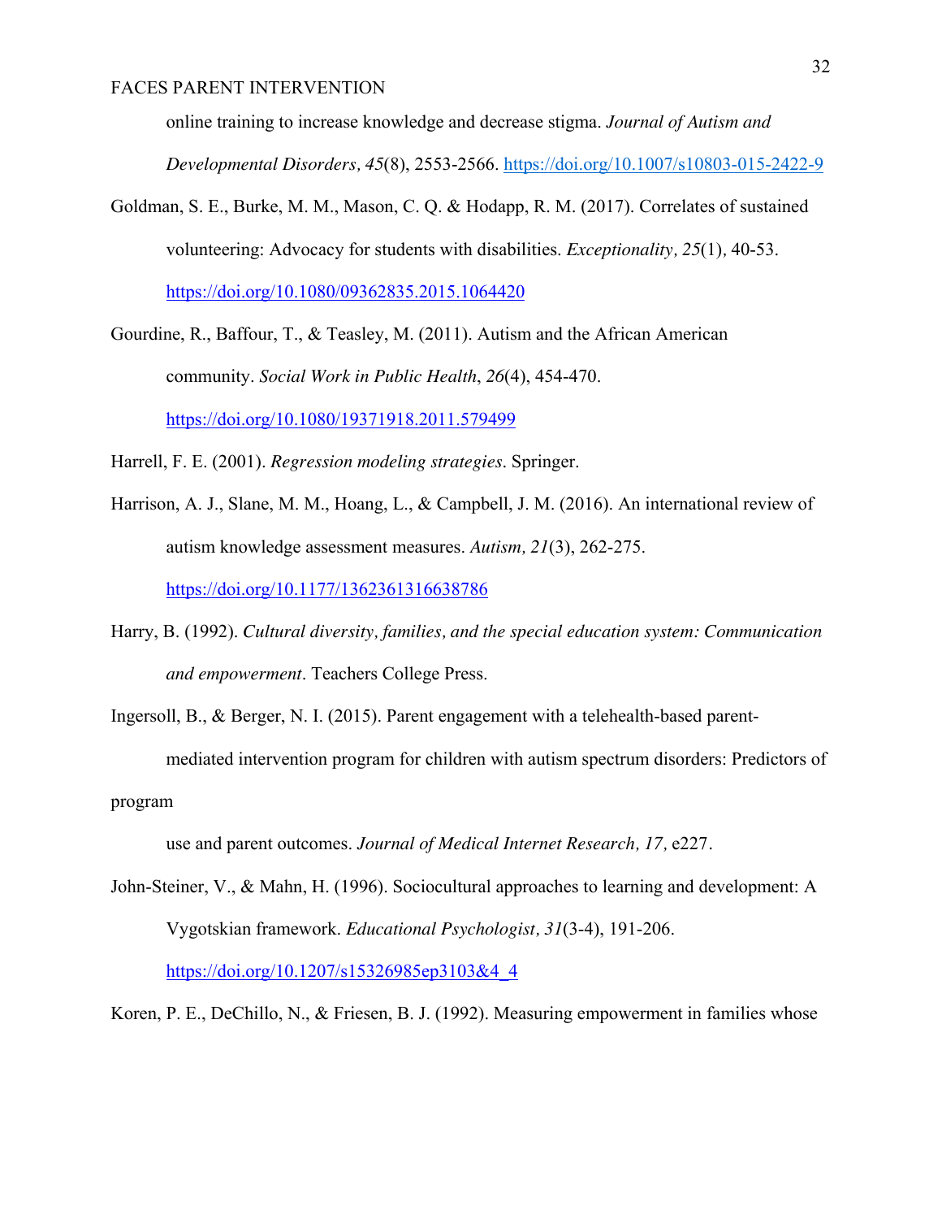online training to increase knowledge and decrease stigma. *Journal of Autism and Developmental Disorders, 45*(8), 2553-2566. https://doi.org/10.1007/s10803-015-2422-9

Goldman, S. E., Burke, M. M., Mason, C. Q. & Hodapp, R. M. (2017). Correlates of sustained volunteering: Advocacy for students with disabilities. *Exceptionality, 25*(1), 40-53. https://doi.org/10.1080/09362835.2015.1064420

Gourdine, R., Baffour, T., & Teasley, M. (2011). Autism and the African American community. *Social Work in Public Health*, *26*(4), 454-470. https://doi.org/10.1080/19371918.2011.579499

Harrell, F. E. (2001). *Regression modeling strategies*. Springer.

Harrison, A. J., Slane, M. M., Hoang, L., & Campbell, J. M. (2016). An international review of autism knowledge assessment measures. *Autism, 21*(3), 262-275. https://doi.org/10.1177/1362361316638786

Harry, B. (1992). *Cultural diversity, families, and the special education system: Communication and empowerment*. Teachers College Press.

Ingersoll, B., & Berger, N. I. (2015). Parent engagement with a telehealth-based parent-mediated intervention program for children with autism spectrum disorders: Predictors of program use and parent outcomes. *Journal of Medical Internet Research, 17,* e227.

John-Steiner, V., & Mahn, H. (1996). Sociocultural approaches to learning and development: A Vygotskian framework. *Educational Psychologist, 31*(3-4), 191-206. https://doi.org/10.1207/s15326985ep3103&4_4

Koren, P. E., DeChillo, N., & Friesen, B. J. (1992). Measuring empowerment in families whose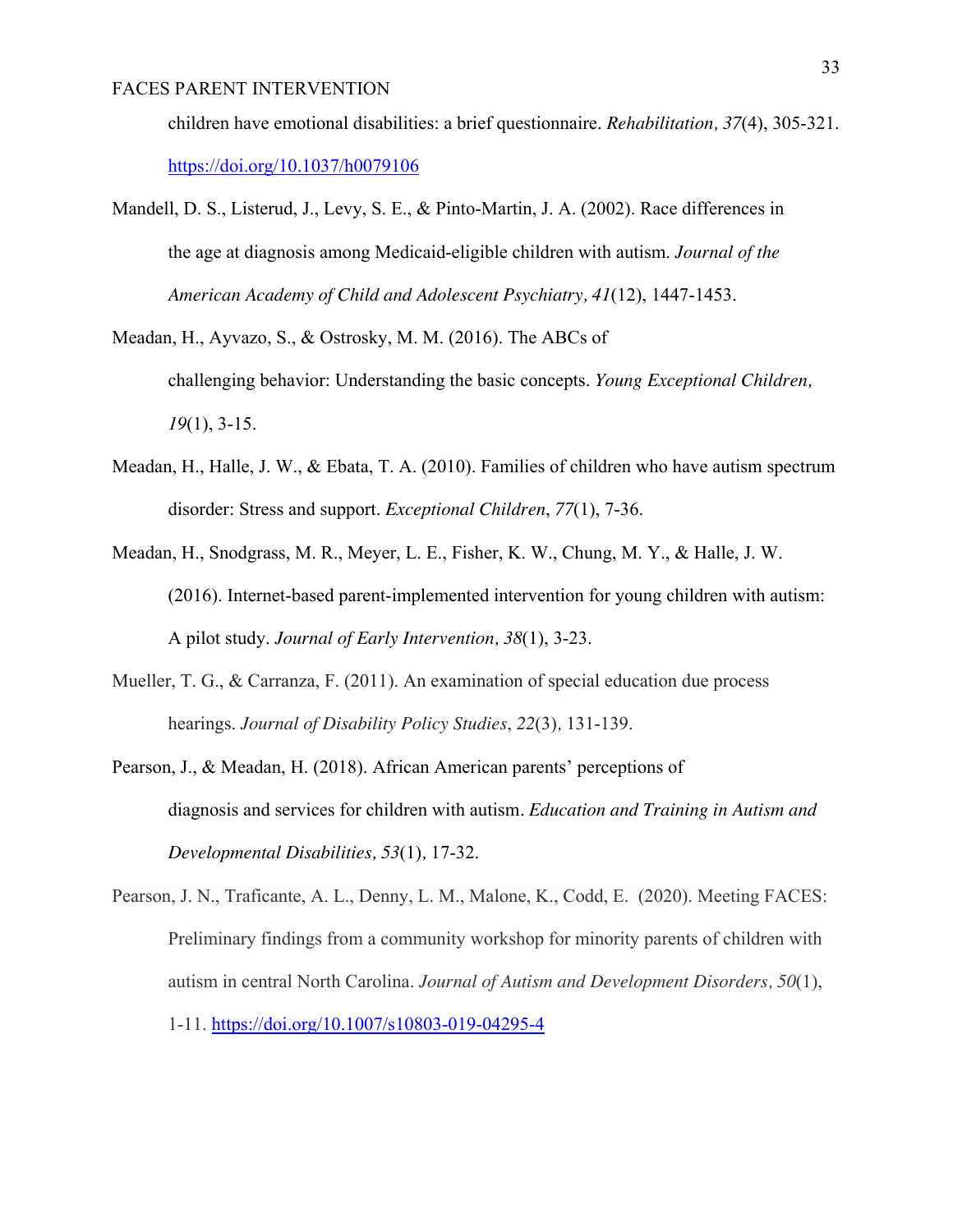children have emotional disabilities: a brief questionnaire. *Rehabilitation, 37*(4), 305-321. https://doi.org/10.1037/h0079106

Mandell, D. S., Listerud, J., Levy, S. E., & Pinto-Martin, J. A. (2002). Race differences in the age at diagnosis among Medicaid-eligible children with autism. *Journal of the American Academy of Child and Adolescent Psychiatry, 41*(12), 1447-1453.

Meadan, H., Ayvazo, S., & Ostrosky, M. M. (2016). The ABCs of challenging behavior: Understanding the basic concepts. *Young Exceptional Children, 19*(1), 3-15.

Meadan, H., Halle, J. W., & Ebata, T. A. (2010). Families of children who have autism spectrum disorder: Stress and support. *Exceptional Children*, *77*(1), 7-36.

Meadan, H., Snodgrass, M. R., Meyer, L. E., Fisher, K. W., Chung, M. Y., & Halle, J. W. (2016). Internet-based parent-implemented intervention for young children with autism: A pilot study. *Journal of Early Intervention, 38*(1), 3-23.

Mueller, T. G., & Carranza, F. (2011). An examination of special education due process hearings. *Journal of Disability Policy Studies*, *22*(3), 131-139.

Pearson, J., & Meadan, H. (2018). African American parents' perceptions of diagnosis and services for children with autism. *Education and Training in Autism and Developmental Disabilities, 53*(1), 17-32.

Pearson, J. N., Traficante, A. L., Denny, L. M., Malone, K., Codd, E. (2020). Meeting FACES: Preliminary findings from a community workshop for minority parents of children with autism in central North Carolina. *Journal of Autism and Development Disorders, 50*(1), 1-11. https://doi.org/10.1007/s10803-019-04295-4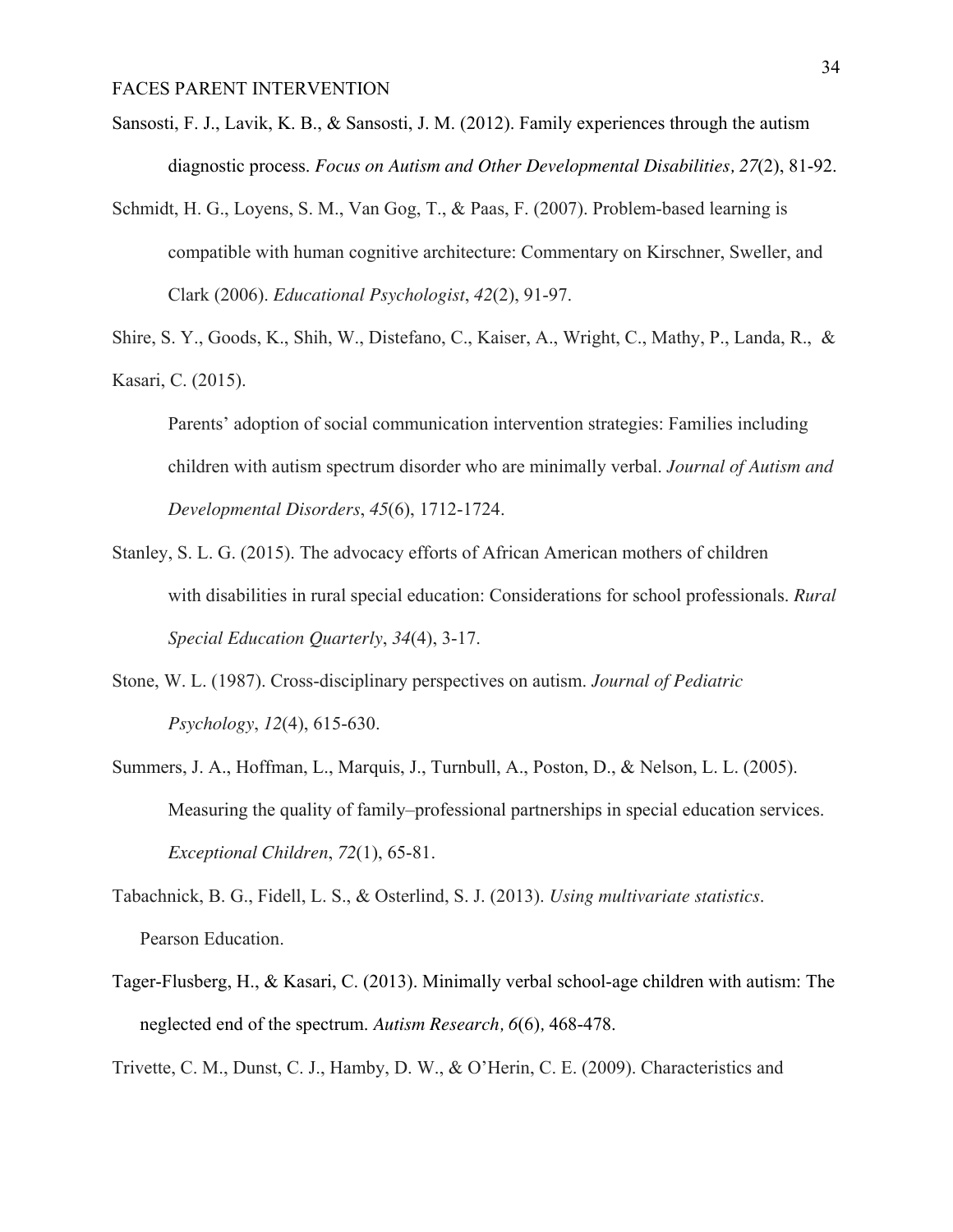Sansosti, F. J., Lavik, K. B., & Sansosti, J. M. (2012). Family experiences through the autism diagnostic process. *Focus on Autism and Other Developmental Disabilities, 27*(2), 81-92.

Schmidt, H. G., Loyens, S. M., Van Gog, T., & Paas, F. (2007). Problem-based learning is compatible with human cognitive architecture: Commentary on Kirschner, Sweller, and Clark (2006). *Educational Psychologist*, *42*(2), 91-97.

Shire, S. Y., Goods, K., Shih, W., Distefano, C., Kaiser, A., Wright, C., Mathy, P., Landa, R., & Kasari, C. (2015). Parents' adoption of social communication intervention strategies: Families including children with autism spectrum disorder who are minimally verbal. *Journal of Autism and Developmental Disorders*, *45*(6), 1712-1724.

Stanley, S. L. G. (2015). The advocacy efforts of African American mothers of children with disabilities in rural special education: Considerations for school professionals. *Rural Special Education Quarterly*, *34*(4), 3-17.

Stone, W. L. (1987). Cross-disciplinary perspectives on autism. *Journal of Pediatric Psychology*, *12*(4), 615-630.

Summers, J. A., Hoffman, L., Marquis, J., Turnbull, A., Poston, D., & Nelson, L. L. (2005). Measuring the quality of family–professional partnerships in special education services. *Exceptional Children*, *72*(1), 65-81.

Tabachnick, B. G., Fidell, L. S., & Osterlind, S. J. (2013). *Using multivariate statistics*. Pearson Education.

Tager-Flusberg, H., & Kasari, C. (2013). Minimally verbal school-age children with autism: The neglected end of the spectrum. *Autism Research, 6*(6)*,* 468-478.

Trivette, C. M., Dunst, C. J., Hamby, D. W., & O'Herin, C. E. (2009). Characteristics and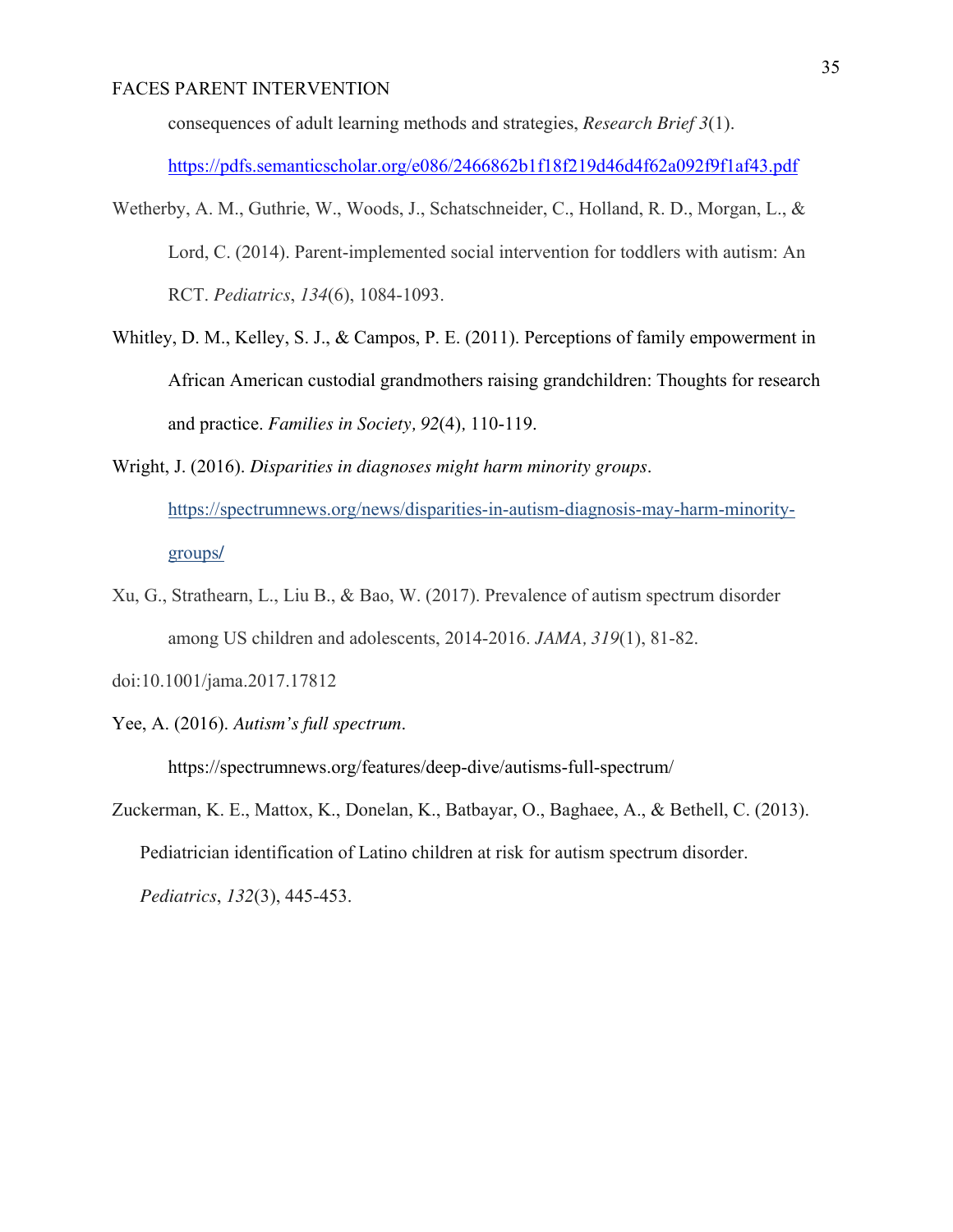consequences of adult learning methods and strategies, *Research Brief 3*(1). https://pdfs.semanticscholar.org/e086/2466862b1f18f219d46d4f62a092f9f1af43.pdf

Wetherby, A. M., Guthrie, W., Woods, J., Schatschneider, C., Holland, R. D., Morgan, L., & Lord, C. (2014). Parent-implemented social intervention for toddlers with autism: An RCT. *Pediatrics*, *134*(6), 1084-1093.

Whitley, D. M., Kelley, S. J., & Campos, P. E. (2011). Perceptions of family empowerment in African American custodial grandmothers raising grandchildren: Thoughts for research and practice. *Families in Society, 92*(4)*,* 110-119.

Wright, J. (2016). *Disparities in diagnoses might harm minority groups*. https://spectrumnews.org/news/disparities-in-autism-diagnosis-may-harm-minority-groups/

Xu, G., Strathearn, L., Liu B., & Bao, W. (2017). Prevalence of autism spectrum disorder among US children and adolescents, 2014-2016. *JAMA, 319*(1), 81-82. doi:10.1001/jama.2017.17812

Yee, A. (2016). *Autism's full spectrum*. https://spectrumnews.org/features/deep-dive/autisms-full-spectrum/

Zuckerman, K. E., Mattox, K., Donelan, K., Batbayar, O., Baghaee, A., & Bethell, C. (2013). Pediatrician identification of Latino children at risk for autism spectrum disorder. *Pediatrics*, *132*(3), 445-453.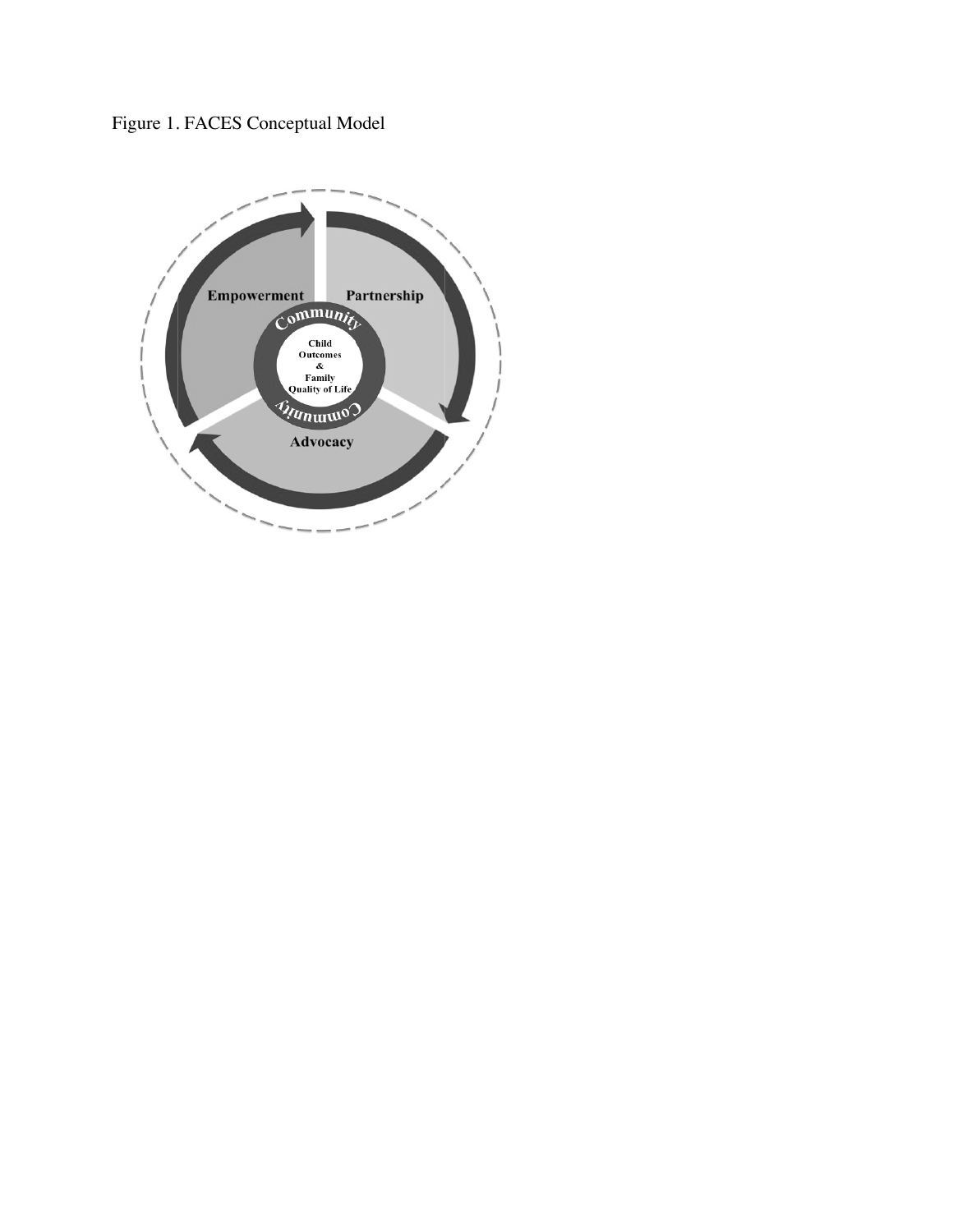Figure 1. FACES Conceptual Model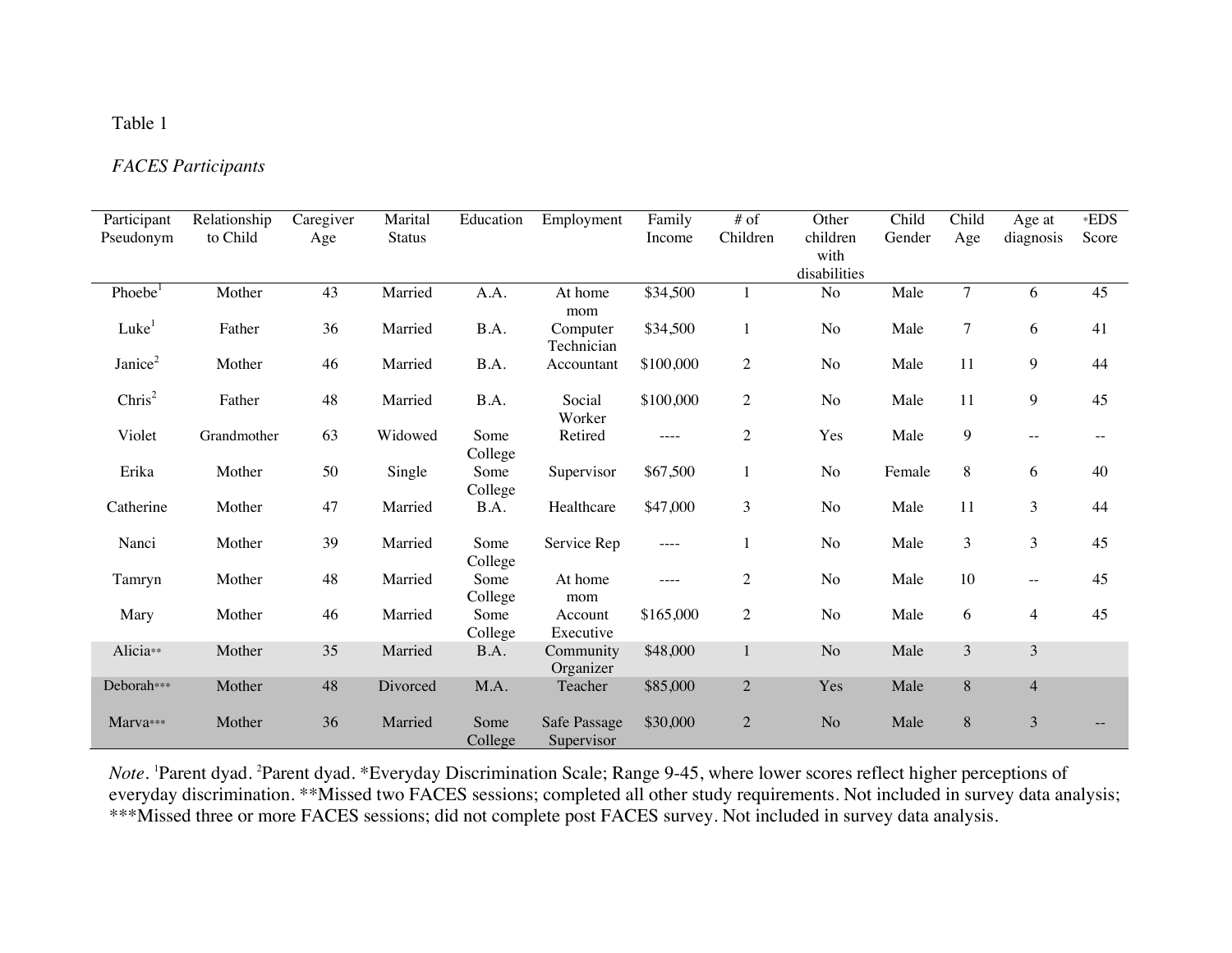Table 1

*FACES Participants*

| Participant Pseudonym | Relationship to Child | Caregiver Age | Marital Status | Education | Employment | Family Income | # of Children | Other children with disabilities | Child Gender | Child Age | Age at diagnosis | *EDS Score |
|---|---|---|---|---|---|---|---|---|---|---|---|---|
| Phoebe[1] | Mother | 43 | Married | A.A. | At home mom | $34,500 | 1 | No | Male | 7 | 6 | 45 |
| Luke[1] | Father | 36 | Married | B.A. | Computer Technician | $34,500 | 1 | No | Male | 7 | 6 | 41 |
| Janice[2] | Mother | 46 | Married | B.A. | Accountant | $100,000 | 2 | No | Male | 11 | 9 | 44 |
| Chris[2] | Father | 48 | Married | B.A. | Social Worker | $100,000 | 2 | No | Male | 11 | 9 | 45 |
| Violet | Grandmother | 63 | Widowed | Some College | Retired | ---- | 2 | Yes | Male | 9 | -- | -- |
| Erika | Mother | 50 | Single | Some College | Supervisor | $67,500 | 1 | No | Female | 8 | 6 | 40 |
| Catherine | Mother | 47 | Married | B.A. | Healthcare | $47,000 | 3 | No | Male | 11 | 3 | 44 |
| Nanci | Mother | 39 | Married | Some College | Service Rep | ---- | 1 | No | Male | 3 | 3 | 45 |
| Tamryn | Mother | 48 | Married | Some College | At home mom | ---- | 2 | No | Male | 10 | -- | 45 |
| Mary | Mother | 46 | Married | Some College | Account Executive | $165,000 | 2 | No | Male | 6 | 4 | 45 |
| Alicia** | Mother | 35 | Married | B.A. | Community Organizer | $48,000 | 1 | No | Male | 3 | 3 | |
| Deborah*** | Mother | 48 | Divorced | M.A. | Teacher | $85,000 | 2 | Yes | Male | 8 | 4 | |
| Marva*** | Mother | 36 | Married | Some College | Safe Passage Supervisor | $30,000 | 2 | No | Male | 8 | 3 | -- |

*Note*. [1]Parent dyad. [2]Parent dyad. *Everyday Discrimination Scale; Range 9-45, where lower scores reflect higher perceptions of everyday discrimination. **Missed two FACES sessions; completed all other study requirements. Not included in survey data analysis; ***Missed three or more FACES sessions; did not complete post FACES survey. Not included in survey data analysis.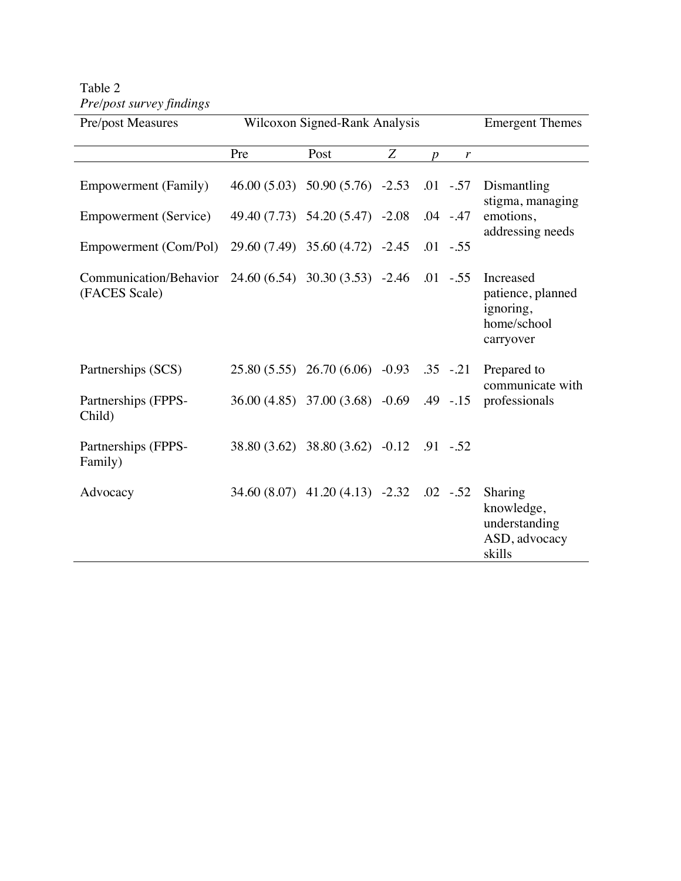Table 2

*Pre/post survey findings*

| Pre/post Measures | Wilcoxon Signed-Rank Analysis | | | | | Emergent Themes |
|---|---|---|---|---|---|---|
| | Pre | Post | *Z* | *p* | *r* | |
| Empowerment (Family) | 46.00 (5.03) | 50.90 (5.76) | -2.53 | .01 | -.57 | Dismantling stigma, managing emotions, addressing needs |
| Empowerment (Service) | 49.40 (7.73) | 54.20 (5.47) | -2.08 | .04 | -.47 | |
| Empowerment (Com/Pol) | 29.60 (7.49) | 35.60 (4.72) | -2.45 | .01 | -.55 | |
| Communication/Behavior (FACES Scale) | 24.60 (6.54) | 30.30 (3.53) | -2.46 | .01 | -.55 | Increased patience, planned ignoring, home/school carryover |
| Partnerships (SCS) | 25.80 (5.55) | 26.70 (6.06) | -0.93 | .35 | -.21 | Prepared to communicate with professionals |
| Partnerships (FPPS-Child) | 36.00 (4.85) | 37.00 (3.68) | -0.69 | .49 | -.15 | |
| Partnerships (FPPS-Family) | 38.80 (3.62) | 38.80 (3.62) | -0.12 | .91 | -.52 | |
| Advocacy | 34.60 (8.07) | 41.20 (4.13) | -2.32 | .02 | -.52 | Sharing knowledge, understanding ASD, advocacy skills |